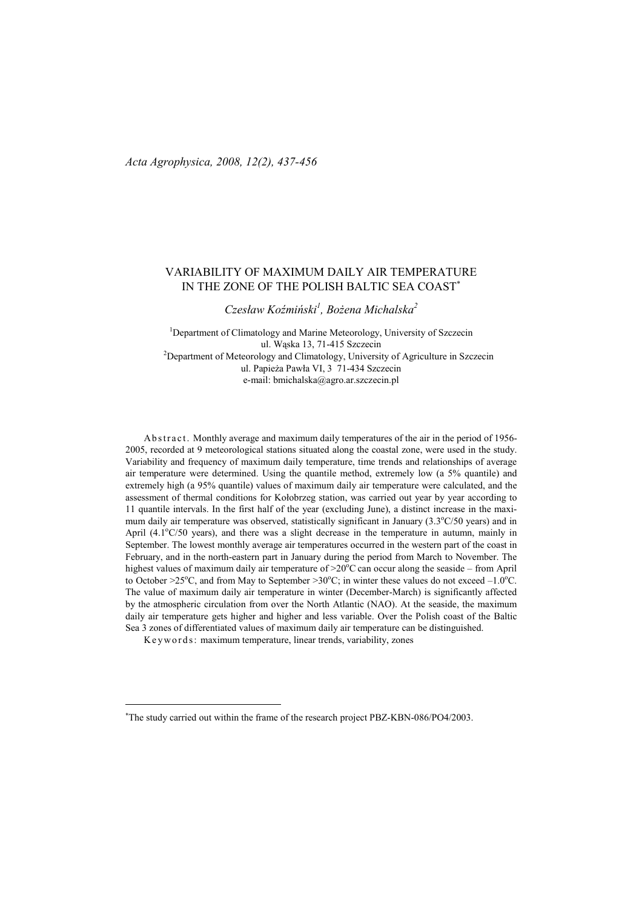*Acta Agrophysica, 2008, 12(2), 437-456*

# VARIABILITY OF MAXIMUM DAILY AIR TEMPERATURE IN THE ZONE OF THE POLISH BALTIC SEA COAST*

*Czesław Koźmiński[1], Bożena Michalska[2]*

[1]Department of Climatology and Marine Meteorology, University of Szczecin
ul. Wąska 13, 71-415 Szczecin
[2]Department of Meteorology and Climatology, University of Agriculture in Szczecin
ul. Papieża Pawła VI, 3 71-434 Szczecin
e-mail: bmichalska@agro.ar.szczecin.pl

A b s t r a c t. Monthly average and maximum daily temperatures of the air in the period of 1956-2005, recorded at 9 meteorological stations situated along the coastal zone, were used in the study. Variability and frequency of maximum daily temperature, time trends and relationships of average air temperature were determined. Using the quantile method, extremely low (a 5% quantile) and extremely high (a 95% quantile) values of maximum daily air temperature were calculated, and the assessment of thermal conditions for Kołobrzeg station, was carried out year by year according to 11 quantile intervals. In the first half of the year (excluding June), a distinct increase in the maximum daily air temperature was observed, statistically significant in January (3.3°C/50 years) and in April (4.1°C/50 years), and there was a slight decrease in the temperature in autumn, mainly in September. The lowest monthly average air temperatures occurred in the western part of the coast in February, and in the north-eastern part in January during the period from March to November. The highest values of maximum daily air temperature of >20°C can occur along the seaside – from April to October >25°C, and from May to September >30°C; in winter these values do not exceed –1.0°C. The value of maximum daily air temperature in winter (December-March) is significantly affected by the atmospheric circulation from over the North Atlantic (NAO). At the seaside, the maximum daily air temperature gets higher and higher and less variable. Over the Polish coast of the Baltic Sea 3 zones of differentiated values of maximum daily air temperature can be distinguished.

K e y w o r d s: maximum temperature, linear trends, variability, zones

---

*The study carried out within the frame of the research project PBZ-KBN-086/PO4/2003.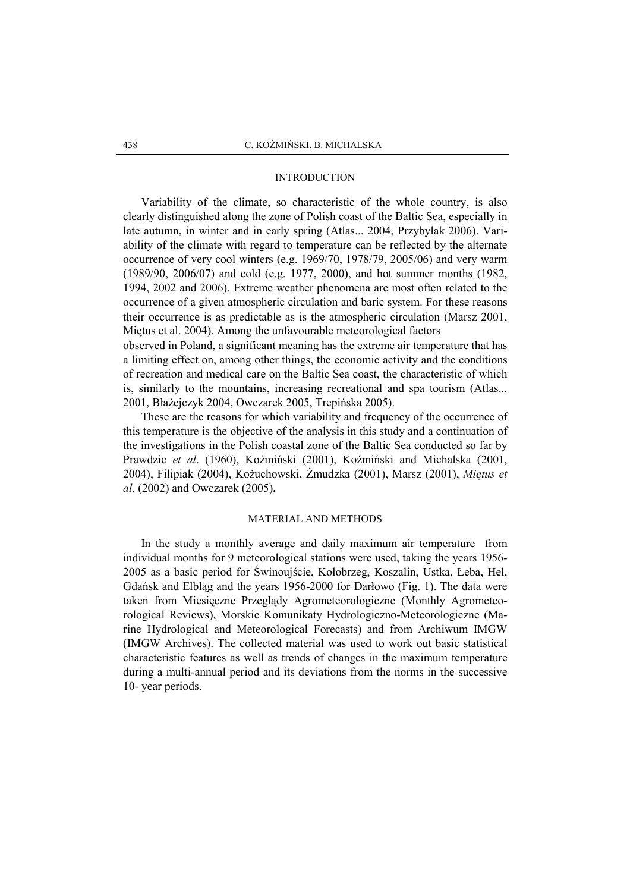## INTRODUCTION

Variability of the climate, so characteristic of the whole country, is also clearly distinguished along the zone of Polish coast of the Baltic Sea, especially in late autumn, in winter and in early spring (Atlas... 2004, Przybylak 2006). Variability of the climate with regard to temperature can be reflected by the alternate occurrence of very cool winters (e.g. 1969/70, 1978/79, 2005/06) and very warm (1989/90, 2006/07) and cold (e.g. 1977, 2000), and hot summer months (1982, 1994, 2002 and 2006). Extreme weather phenomena are most often related to the occurrence of a given atmospheric circulation and baric system. For these reasons their occurrence is as predictable as is the atmospheric circulation (Marsz 2001, Miętus et al. 2004). Among the unfavourable meteorological factors observed in Poland, a significant meaning has the extreme air temperature that has a limiting effect on, among other things, the economic activity and the conditions of recreation and medical care on the Baltic Sea coast, the characteristic of which is, similarly to the mountains, increasing recreational and spa tourism (Atlas... 2001, Błażejczyk 2004, Owczarek 2005, Trepińska 2005).

These are the reasons for which variability and frequency of the occurrence of this temperature is the objective of the analysis in this study and a continuation of the investigations in the Polish coastal zone of the Baltic Sea conducted so far by Prawdzic *et al*. (1960), Koźmiński (2001), Koźmiński and Michalska (2001, 2004), Filipiak (2004), Kożuchowski, Żmudzka (2001), Marsz (2001), *Miętus et al*. (2002) and Owczarek (2005)**.**

## MATERIAL AND METHODS

In the study a monthly average and daily maximum air temperature from individual months for 9 meteorological stations were used, taking the years 1956-2005 as a basic period for Świnoujście, Kołobrzeg, Koszalin, Ustka, Łeba, Hel, Gdańsk and Elbląg and the years 1956-2000 for Darłowo (Fig. 1). The data were taken from Miesięczne Przeglądy Agrometeorologiczne (Monthly Agrometeorological Reviews), Morskie Komunikaty Hydrologiczno-Meteorologiczne (Marine Hydrological and Meteorological Forecasts) and from Archiwum IMGW (IMGW Archives). The collected material was used to work out basic statistical characteristic features as well as trends of changes in the maximum temperature during a multi-annual period and its deviations from the norms in the successive 10- year periods.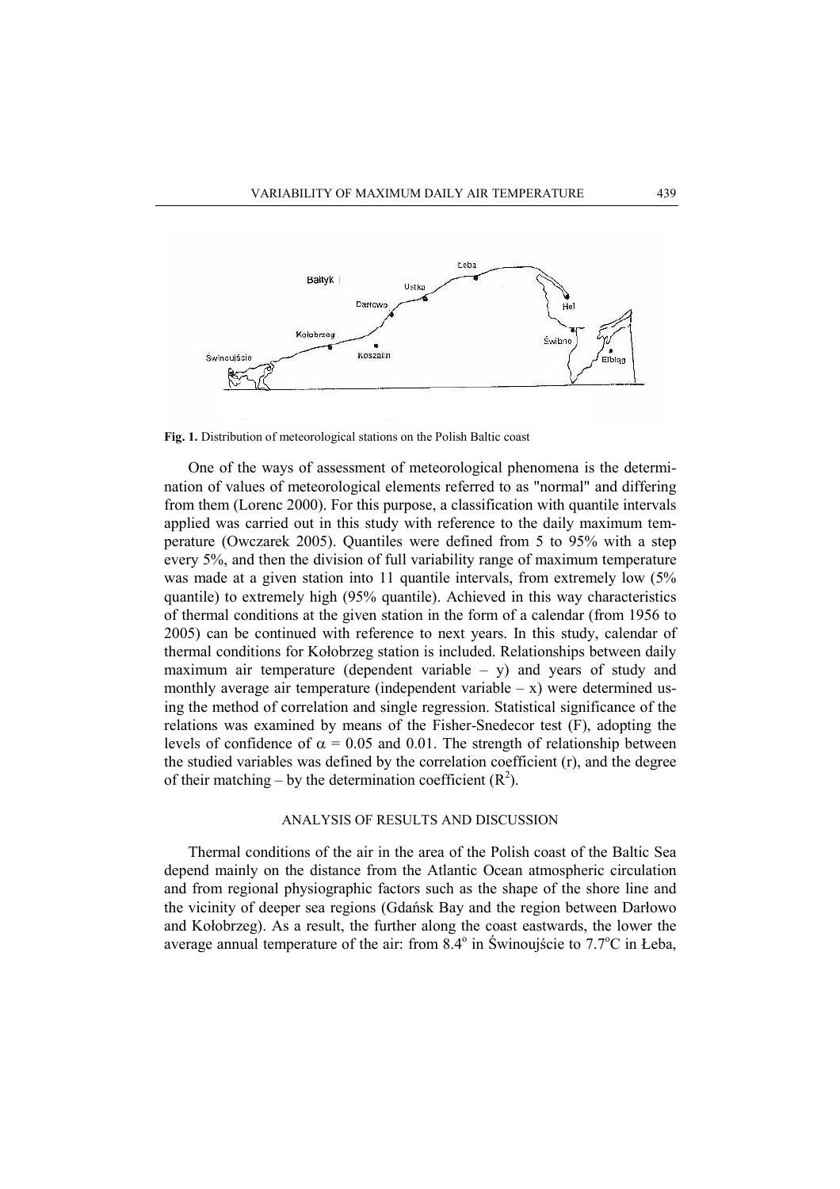Fig. 1. Distribution of meteorological stations on the Polish Baltic coast

One of the ways of assessment of meteorological phenomena is the determination of values of meteorological elements referred to as "normal" and differing from them (Lorenc 2000). For this purpose, a classification with quantile intervals applied was carried out in this study with reference to the daily maximum temperature (Owczarek 2005). Quantiles were defined from 5 to 95% with a step every 5%, and then the division of full variability range of maximum temperature was made at a given station into 11 quantile intervals, from extremely low (5% quantile) to extremely high (95% quantile). Achieved in this way characteristics of thermal conditions at the given station in the form of a calendar (from 1956 to 2005) can be continued with reference to next years. In this study, calendar of thermal conditions for Kołobrzeg station is included. Relationships between daily maximum air temperature (dependent variable – y) and years of study and monthly average air temperature (independent variable – x) were determined using the method of correlation and single regression. Statistical significance of the relations was examined by means of the Fisher-Snedecor test (F), adopting the levels of confidence of $\alpha = 0.05$ and 0.01. The strength of relationship between the studied variables was defined by the correlation coefficient (r), and the degree of their matching – by the determination coefficient ($R^2$).

## ANALYSIS OF RESULTS AND DISCUSSION

Thermal conditions of the air in the area of the Polish coast of the Baltic Sea depend mainly on the distance from the Atlantic Ocean atmospheric circulation and from regional physiographic factors such as the shape of the shore line and the vicinity of deeper sea regions (Gdańsk Bay and the region between Darłowo and Kołobrzeg). As a result, the further along the coast eastwards, the lower the average annual temperature of the air: from $8.4^{\circ}$ in Świnoujście to $7.7^{\circ}$C in Łeba,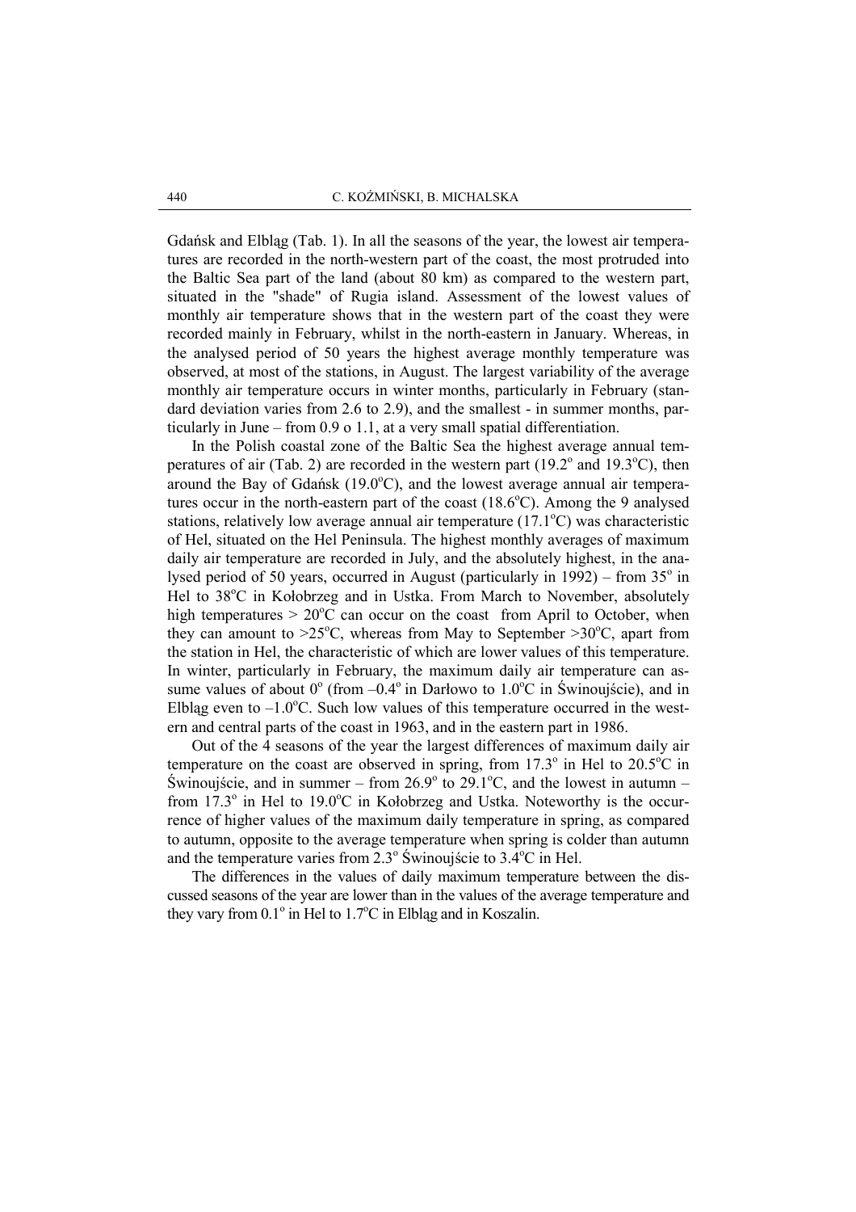Gdańsk and Elbląg (Tab. 1). In all the seasons of the year, the lowest air temperatures are recorded in the north-western part of the coast, the most protruded into the Baltic Sea part of the land (about 80 km) as compared to the western part, situated in the "shade" of Rugia island. Assessment of the lowest values of monthly air temperature shows that in the western part of the coast they were recorded mainly in February, whilst in the north-eastern in January. Whereas, in the analysed period of 50 years the highest average monthly temperature was observed, at most of the stations, in August. The largest variability of the average monthly air temperature occurs in winter months, particularly in February (standard deviation varies from 2.6 to 2.9), and the smallest - in summer months, particularly in June – from 0.9 o 1.1, at a very small spatial differentiation.

In the Polish coastal zone of the Baltic Sea the highest average annual temperatures of air (Tab. 2) are recorded in the western part (19.2° and 19.3°C), then around the Bay of Gdańsk (19.0°C), and the lowest average annual air temperatures occur in the north-eastern part of the coast (18.6°C). Among the 9 analysed stations, relatively low average annual air temperature (17.1°C) was characteristic of Hel, situated on the Hel Peninsula. The highest monthly averages of maximum daily air temperature are recorded in July, and the absolutely highest, in the analysed period of 50 years, occurred in August (particularly in 1992) – from 35° in Hel to 38°C in Kołobrzeg and in Ustka. From March to November, absolutely high temperatures > 20°C can occur on the coast from April to October, when they can amount to >25°C, whereas from May to September >30°C, apart from the station in Hel, the characteristic of which are lower values of this temperature. In winter, particularly in February, the maximum daily air temperature can assume values of about 0° (from –0.4° in Darłowo to 1.0°C in Świnoujście), and in Elbląg even to –1.0°C. Such low values of this temperature occurred in the western and central parts of the coast in 1963, and in the eastern part in 1986.

Out of the 4 seasons of the year the largest differences of maximum daily air temperature on the coast are observed in spring, from 17.3° in Hel to 20.5°C in Świnoujście, and in summer – from 26.9° to 29.1°C, and the lowest in autumn – from 17.3° in Hel to 19.0°C in Kołobrzeg and Ustka. Noteworthy is the occurrence of higher values of the maximum daily temperature in spring, as compared to autumn, opposite to the average temperature when spring is colder than autumn and the temperature varies from 2.3° Świnoujście to 3.4°C in Hel.

The differences in the values of daily maximum temperature between the discussed seasons of the year are lower than in the values of the average temperature and they vary from 0.1° in Hel to 1.7°C in Elbląg and in Koszalin.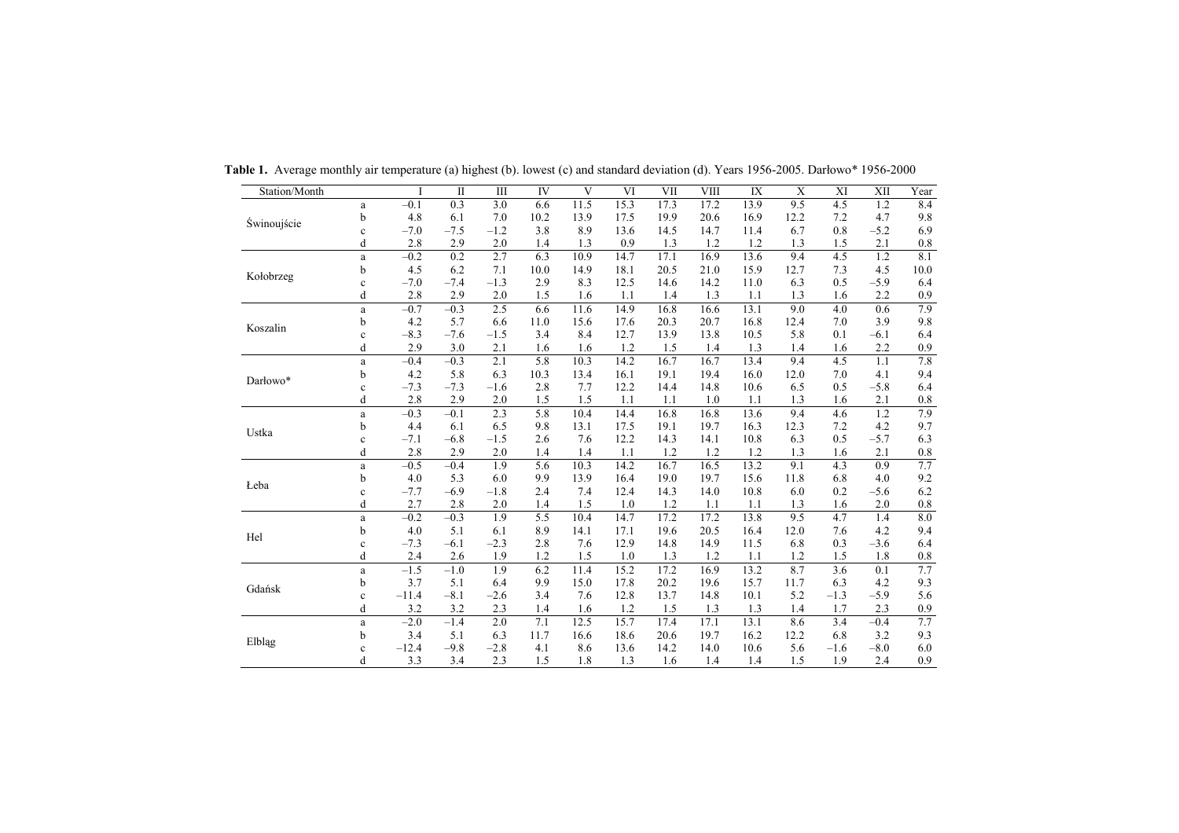**Table 1.** Average monthly air temperature (a) highest (b). lowest (c) and standard deviation (d). Years 1956-2005. Darłowo* 1956-2000

| Station/Month | | I | II | III | IV | V | VI | VII | VIII | IX | X | XI | XII | Year |
|---|---|---|---|---|---|---|---|---|---|---|---|---|---|---|
| Świnoujście | a | −0.1 | 0.3 | 3.0 | 6.6 | 11.5 | 15.3 | 17.3 | 17.2 | 13.9 | 9.5 | 4.5 | 1.2 | 8.4 |
| | b | 4.8 | 6.1 | 7.0 | 10.2 | 13.9 | 17.5 | 19.9 | 20.6 | 16.9 | 12.2 | 7.2 | 4.7 | 9.8 |
| | c | −7.0 | −7.5 | −1.2 | 3.8 | 8.9 | 13.6 | 14.5 | 14.7 | 11.4 | 6.7 | 0.8 | −5.2 | 6.9 |
| | d | 2.8 | 2.9 | 2.0 | 1.4 | 1.3 | 0.9 | 1.3 | 1.2 | 1.2 | 1.3 | 1.5 | 2.1 | 0.8 |
| Kołobrzeg | a | −0.2 | 0.2 | 2.7 | 6.3 | 10.9 | 14.7 | 17.1 | 16.9 | 13.6 | 9.4 | 4.5 | 1.2 | 8.1 |
| | b | 4.5 | 6.2 | 7.1 | 10.0 | 14.9 | 18.1 | 20.5 | 21.0 | 15.9 | 12.7 | 7.3 | 4.5 | 10.0 |
| | c | −7.0 | −7.4 | −1.3 | 2.9 | 8.3 | 12.5 | 14.6 | 14.2 | 11.0 | 6.3 | 0.5 | −5.9 | 6.4 |
| | d | 2.8 | 2.9 | 2.0 | 1.5 | 1.6 | 1.1 | 1.4 | 1.3 | 1.1 | 1.3 | 1.6 | 2.2 | 0.9 |
| Koszalin | a | −0.7 | −0.3 | 2.5 | 6.6 | 11.6 | 14.9 | 16.8 | 16.6 | 13.1 | 9.0 | 4.0 | 0.6 | 7.9 |
| | b | 4.2 | 5.7 | 6.6 | 11.0 | 15.6 | 17.6 | 20.3 | 20.7 | 16.8 | 12.4 | 7.0 | 3.9 | 9.8 |
| | c | −8.3 | −7.6 | −1.5 | 3.4 | 8.4 | 12.7 | 13.9 | 13.8 | 10.5 | 5.8 | 0.1 | −6.1 | 6.4 |
| | d | 2.9 | 3.0 | 2.1 | 1.6 | 1.6 | 1.2 | 1.5 | 1.4 | 1.3 | 1.4 | 1.6 | 2.2 | 0.9 |
| Darłowo* | a | −0.4 | −0.3 | 2.1 | 5.8 | 10.3 | 14.2 | 16.7 | 16.7 | 13.4 | 9.4 | 4.5 | 1.1 | 7.8 |
| | b | 4.2 | 5.8 | 6.3 | 10.3 | 13.4 | 16.1 | 19.1 | 19.4 | 16.0 | 12.0 | 7.0 | 4.1 | 9.4 |
| | c | −7.3 | −7.3 | −1.6 | 2.8 | 7.7 | 12.2 | 14.4 | 14.8 | 10.6 | 6.5 | 0.5 | −5.8 | 6.4 |
| | d | 2.8 | 2.9 | 2.0 | 1.5 | 1.5 | 1.1 | 1.1 | 1.0 | 1.1 | 1.3 | 1.6 | 2.1 | 0.8 |
| Ustka | a | −0.3 | −0.1 | 2.3 | 5.8 | 10.4 | 14.4 | 16.8 | 16.8 | 13.6 | 9.4 | 4.6 | 1.2 | 7.9 |
| | b | 4.4 | 6.1 | 6.5 | 9.8 | 13.1 | 17.5 | 19.1 | 19.7 | 16.3 | 12.3 | 7.2 | 4.2 | 9.7 |
| | c | −7.1 | −6.8 | −1.5 | 2.6 | 7.6 | 12.2 | 14.3 | 14.1 | 10.8 | 6.3 | 0.5 | −5.7 | 6.3 |
| | d | 2.8 | 2.9 | 2.0 | 1.4 | 1.4 | 1.1 | 1.2 | 1.2 | 1.2 | 1.3 | 1.6 | 2.1 | 0.8 |
| Łeba | a | −0.5 | −0.4 | 1.9 | 5.6 | 10.3 | 14.2 | 16.7 | 16.5 | 13.2 | 9.1 | 4.3 | 0.9 | 7.7 |
| | b | 4.0 | 5.3 | 6.0 | 9.9 | 13.9 | 16.4 | 19.0 | 19.7 | 15.6 | 11.8 | 6.8 | 4.0 | 9.2 |
| | c | −7.7 | −6.9 | −1.8 | 2.4 | 7.4 | 12.4 | 14.3 | 14.0 | 10.8 | 6.0 | 0.2 | −5.6 | 6.2 |
| | d | 2.7 | 2.8 | 2.0 | 1.4 | 1.5 | 1.0 | 1.2 | 1.1 | 1.1 | 1.3 | 1.6 | 2.0 | 0.8 |
| Hel | a | −0.2 | −0.3 | 1.9 | 5.5 | 10.4 | 14.7 | 17.2 | 17.2 | 13.8 | 9.5 | 4.7 | 1.4 | 8.0 |
| | b | 4.0 | 5.1 | 6.1 | 8.9 | 14.1 | 17.1 | 19.6 | 20.5 | 16.4 | 12.0 | 7.6 | 4.2 | 9.4 |
| | c | −7.3 | −6.1 | −2.3 | 2.8 | 7.6 | 12.9 | 14.8 | 14.9 | 11.5 | 6.8 | 0.3 | −3.6 | 6.4 |
| | d | 2.4 | 2.6 | 1.9 | 1.2 | 1.5 | 1.0 | 1.3 | 1.2 | 1.1 | 1.2 | 1.5 | 1.8 | 0.8 |
| Gdańsk | a | −1.5 | −1.0 | 1.9 | 6.2 | 11.4 | 15.2 | 17.2 | 16.9 | 13.2 | 8.7 | 3.6 | 0.1 | 7.7 |
| | b | 3.7 | 5.1 | 6.4 | 9.9 | 15.0 | 17.8 | 20.2 | 19.6 | 15.7 | 11.7 | 6.3 | 4.2 | 9.3 |
| | c | −11.4 | −8.1 | −2.6 | 3.4 | 7.6 | 12.8 | 13.7 | 14.8 | 10.1 | 5.2 | −1.3 | −5.9 | 5.6 |
| | d | 3.2 | 3.2 | 2.3 | 1.4 | 1.6 | 1.2 | 1.5 | 1.3 | 1.3 | 1.4 | 1.7 | 2.3 | 0.9 |
| Elbląg | a | −2.0 | −1.4 | 2.0 | 7.1 | 12.5 | 15.7 | 17.4 | 17.1 | 13.1 | 8.6 | 3.4 | −0.4 | 7.7 |
| | b | 3.4 | 5.1 | 6.3 | 11.7 | 16.6 | 18.6 | 20.6 | 19.7 | 16.2 | 12.2 | 6.8 | 3.2 | 9.3 |
| | c | −12.4 | −9.8 | −2.8 | 4.1 | 8.6 | 13.6 | 14.2 | 14.0 | 10.6 | 5.6 | −1.6 | −8.0 | 6.0 |
| | d | 3.3 | 3.4 | 2.3 | 1.5 | 1.8 | 1.3 | 1.6 | 1.4 | 1.4 | 1.5 | 1.9 | 2.4 | 0.9 |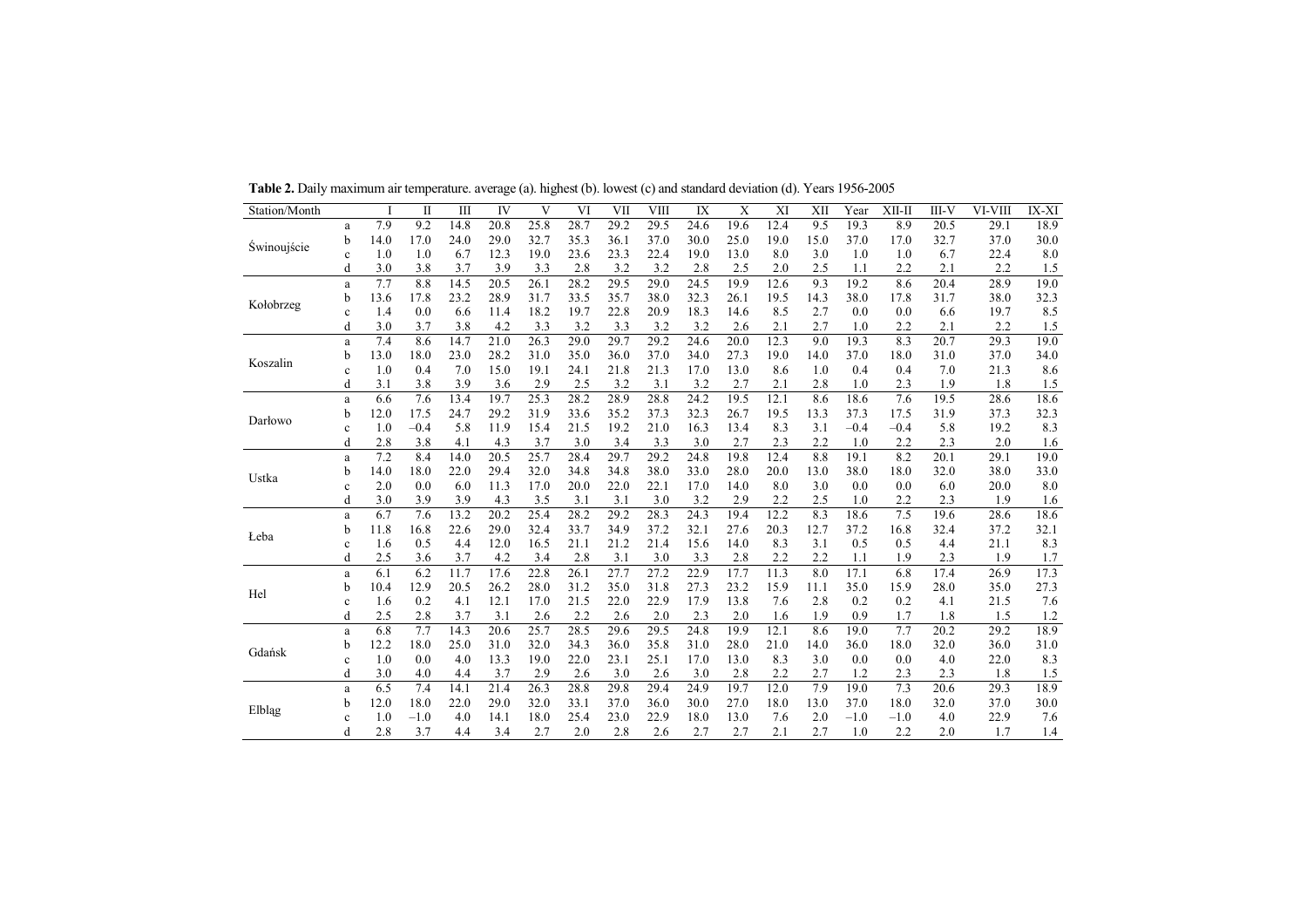**Table 2.** Daily maximum air temperature. average (a). highest (b). lowest (c) and standard deviation (d). Years 1956-2005

| Station/Month | | I | II | III | IV | V | VI | VII | VIII | IX | X | XI | XII | Year | XII-II | III-V | VI-VIII | IX-XI |
|---|---|---|---|---|---|---|---|---|---|---|---|---|---|---|---|---|---|---|
| Świnoujście | a | 7.9 | 9.2 | 14.8 | 20.8 | 25.8 | 28.7 | 29.2 | 29.5 | 24.6 | 19.6 | 12.4 | 9.5 | 19.3 | 8.9 | 20.5 | 29.1 | 18.9 |
| | b | 14.0 | 17.0 | 24.0 | 29.0 | 32.7 | 35.3 | 36.1 | 37.0 | 30.0 | 25.0 | 19.0 | 15.0 | 37.0 | 17.0 | 32.7 | 37.0 | 30.0 |
| | c | 1.0 | 1.0 | 6.7 | 12.3 | 19.0 | 23.6 | 23.3 | 22.4 | 19.0 | 13.0 | 8.0 | 3.0 | 1.0 | 1.0 | 6.7 | 22.4 | 8.0 |
| | d | 3.0 | 3.8 | 3.7 | 3.9 | 3.3 | 2.8 | 3.2 | 3.2 | 2.8 | 2.5 | 2.0 | 2.5 | 1.1 | 2.2 | 2.1 | 2.2 | 1.5 |
| Kołobrzeg | a | 7.7 | 8.8 | 14.5 | 20.5 | 26.1 | 28.2 | 29.5 | 29.0 | 24.5 | 19.9 | 12.6 | 9.3 | 19.2 | 8.6 | 20.4 | 28.9 | 19.0 |
| | b | 13.6 | 17.8 | 23.2 | 28.9 | 31.7 | 33.5 | 35.7 | 38.0 | 32.3 | 26.1 | 19.5 | 14.3 | 38.0 | 17.8 | 31.7 | 38.0 | 32.3 |
| | c | 1.4 | 0.0 | 6.6 | 11.4 | 18.2 | 19.7 | 22.8 | 20.9 | 18.3 | 14.6 | 8.5 | 2.7 | 0.0 | 0.0 | 6.6 | 19.7 | 8.5 |
| | d | 3.0 | 3.7 | 3.8 | 4.2 | 3.3 | 3.2 | 3.3 | 3.2 | 3.2 | 2.6 | 2.1 | 2.7 | 1.0 | 2.2 | 2.1 | 2.2 | 1.5 |
| Koszalin | a | 7.4 | 8.6 | 14.7 | 21.0 | 26.3 | 29.0 | 29.7 | 29.2 | 24.6 | 20.0 | 12.3 | 9.0 | 19.3 | 8.3 | 20.7 | 29.3 | 19.0 |
| | b | 13.0 | 18.0 | 23.0 | 28.2 | 31.0 | 35.0 | 36.0 | 37.0 | 34.0 | 27.3 | 19.0 | 14.0 | 37.0 | 18.0 | 31.0 | 37.0 | 34.0 |
| | c | 1.0 | 0.4 | 7.0 | 15.0 | 19.1 | 24.1 | 21.8 | 21.3 | 17.0 | 13.0 | 8.6 | 1.0 | 0.4 | 0.4 | 7.0 | 21.3 | 8.6 |
| | d | 3.1 | 3.8 | 3.9 | 3.6 | 2.9 | 2.5 | 3.2 | 3.1 | 3.2 | 2.7 | 2.1 | 2.8 | 1.0 | 2.3 | 1.9 | 1.8 | 1.5 |
| Darłowo | a | 6.6 | 7.6 | 13.4 | 19.7 | 25.3 | 28.2 | 28.9 | 28.8 | 24.2 | 19.5 | 12.1 | 8.6 | 18.6 | 7.6 | 19.5 | 28.6 | 18.6 |
| | b | 12.0 | 17.5 | 24.7 | 29.2 | 31.9 | 33.6 | 35.2 | 37.3 | 32.3 | 26.7 | 19.5 | 13.3 | 37.3 | 17.5 | 31.9 | 37.3 | 32.3 |
| | c | 1.0 | −0.4 | 5.8 | 11.9 | 15.4 | 21.5 | 19.2 | 21.0 | 16.3 | 13.4 | 8.3 | 3.1 | −0.4 | −0.4 | 5.8 | 19.2 | 8.3 |
| | d | 2.8 | 3.8 | 4.1 | 4.3 | 3.7 | 3.0 | 3.4 | 3.3 | 3.0 | 2.7 | 2.3 | 2.2 | 1.0 | 2.2 | 2.3 | 2.0 | 1.6 |
| Ustka | a | 7.2 | 8.4 | 14.0 | 20.5 | 25.7 | 28.4 | 29.7 | 29.2 | 24.8 | 19.8 | 12.4 | 8.8 | 19.1 | 8.2 | 20.1 | 29.1 | 19.0 |
| | b | 14.0 | 18.0 | 22.0 | 29.4 | 32.0 | 34.8 | 34.8 | 38.0 | 33.0 | 28.0 | 20.0 | 13.0 | 38.0 | 18.0 | 32.0 | 38.0 | 33.0 |
| | c | 2.0 | 0.0 | 6.0 | 11.3 | 17.0 | 20.0 | 22.0 | 22.1 | 17.0 | 14.0 | 8.0 | 3.0 | 0.0 | 0.0 | 6.0 | 20.0 | 8.0 |
| | d | 3.0 | 3.9 | 3.9 | 4.3 | 3.5 | 3.1 | 3.1 | 3.0 | 3.2 | 2.9 | 2.2 | 2.5 | 1.0 | 2.2 | 2.3 | 1.9 | 1.6 |
| Łeba | a | 6.7 | 7.6 | 13.2 | 20.2 | 25.4 | 28.2 | 29.2 | 28.3 | 24.3 | 19.4 | 12.2 | 8.3 | 18.6 | 7.5 | 19.6 | 28.6 | 18.6 |
| | b | 11.8 | 16.8 | 22.6 | 29.0 | 32.4 | 33.7 | 34.9 | 37.2 | 32.1 | 27.6 | 20.3 | 12.7 | 37.2 | 16.8 | 32.4 | 37.2 | 32.1 |
| | c | 1.6 | 0.5 | 4.4 | 12.0 | 16.5 | 21.1 | 21.2 | 21.4 | 15.6 | 14.0 | 8.3 | 3.1 | 0.5 | 0.5 | 4.4 | 21.1 | 8.3 |
| | d | 2.5 | 3.6 | 3.7 | 4.2 | 3.4 | 2.8 | 3.1 | 3.0 | 3.3 | 2.8 | 2.2 | 2.2 | 1.1 | 1.9 | 2.3 | 1.9 | 1.7 |
| Hel | a | 6.1 | 6.2 | 11.7 | 17.6 | 22.8 | 26.1 | 27.7 | 27.2 | 22.9 | 17.7 | 11.3 | 8.0 | 17.1 | 6.8 | 17.4 | 26.9 | 17.3 |
| | b | 10.4 | 12.9 | 20.5 | 26.2 | 28.0 | 31.2 | 35.0 | 31.8 | 27.3 | 23.2 | 15.9 | 11.1 | 35.0 | 15.9 | 28.0 | 35.0 | 27.3 |
| | c | 1.6 | 0.2 | 4.1 | 12.1 | 17.0 | 21.5 | 22.0 | 22.9 | 17.9 | 13.8 | 7.6 | 2.8 | 0.2 | 0.2 | 4.1 | 21.5 | 7.6 |
| | d | 2.5 | 2.8 | 3.7 | 3.1 | 2.6 | 2.2 | 2.6 | 2.0 | 2.3 | 2.0 | 1.6 | 1.9 | 0.9 | 1.7 | 1.8 | 1.5 | 1.2 |
| Gdańsk | a | 6.8 | 7.7 | 14.3 | 20.6 | 25.7 | 28.5 | 29.6 | 29.5 | 24.8 | 19.9 | 12.1 | 8.6 | 19.0 | 7.7 | 20.2 | 29.2 | 18.9 |
| | b | 12.2 | 18.0 | 25.0 | 31.0 | 32.0 | 34.3 | 36.0 | 35.8 | 31.0 | 28.0 | 21.0 | 14.0 | 36.0 | 18.0 | 32.0 | 36.0 | 31.0 |
| | c | 1.0 | 0.0 | 4.0 | 13.3 | 19.0 | 22.0 | 21.2 | 23.1 | 25.1 | 17.0 | 13.0 | 8.3 | 3.0 | 0.0 | 0.0 | 4.0 | 22.0 | 8.3 |
| | d | 3.0 | 4.0 | 4.4 | 3.7 | 2.9 | 2.6 | 3.0 | 2.6 | 3.0 | 2.8 | 2.2 | 2.7 | 1.2 | 2.3 | 2.3 | 1.8 | 1.5 |
| Elbląg | a | 6.5 | 7.4 | 14.1 | 21.4 | 26.3 | 28.8 | 29.8 | 29.4 | 24.9 | 19.7 | 12.0 | 7.9 | 19.0 | 7.3 | 20.6 | 29.3 | 18.9 |
| | b | 12.0 | 18.0 | 22.0 | 29.0 | 32.0 | 33.1 | 37.0 | 36.0 | 30.0 | 27.0 | 18.0 | 13.0 | 37.0 | 18.0 | 32.0 | 37.0 | 30.0 |
| | c | 1.0 | −1.0 | 4.0 | 14.1 | 18.0 | 25.4 | 23.0 | 22.9 | 18.0 | 13.0 | 7.6 | 2.0 | −1.0 | −1.0 | 4.0 | 22.9 | 7.6 |
| | d | 2.8 | 3.7 | 4.4 | 3.4 | 2.7 | 2.0 | 2.8 | 2.6 | 2.7 | 2.7 | 2.1 | 2.7 | 1.0 | 2.2 | 2.0 | 1.7 | 1.4 |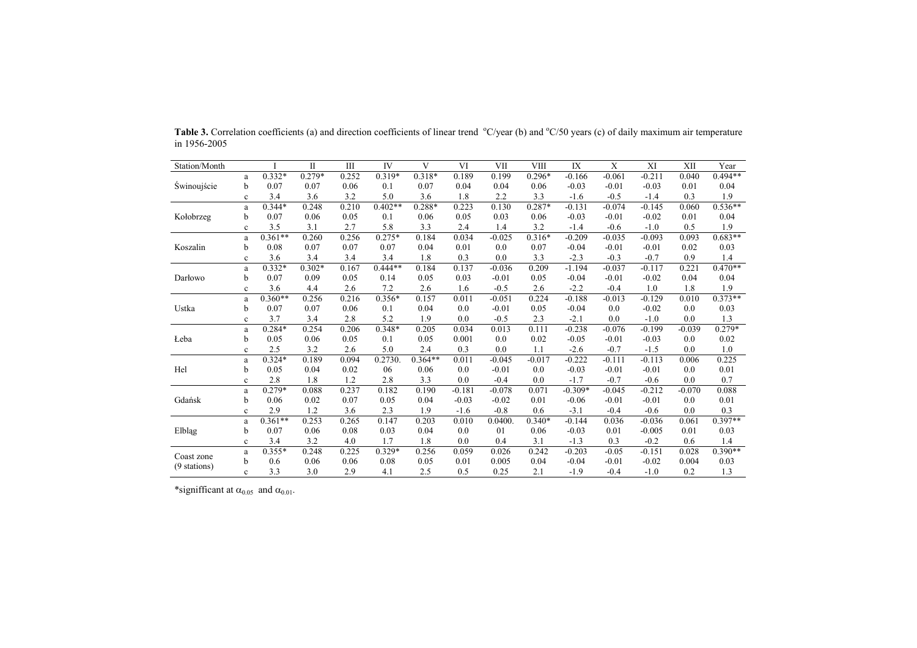**Table 3.** Correlation coefficients (a) and direction coefficients of linear trend $^oC$/year (b) and $^oC$/50 years (c) of daily maximum air temperature in 1956-2005

| Station/Month | | I | II | III | IV | V | VI | VII | VIII | IX | X | XI | XII | Year |
|---|---|---|---|---|---|---|---|---|---|---|---|---|---|---|
| Świnoujście | a | 0.332* | 0.279* | 0.252 | 0.319* | 0.318* | 0.189 | 0.199 | 0.296* | -0.166 | -0.061 | -0.211 | 0.040 | 0.494** |
| | b | 0.07 | 0.07 | 0.06 | 0.1 | 0.07 | 0.04 | 0.04 | 0.06 | -0.03 | -0.01 | -0.03 | 0.01 | 0.04 |
| | c | 3.4 | 3.6 | 3.2 | 5.0 | 3.6 | 1.8 | 2.2 | 3.3 | -1.6 | -0.5 | -1.4 | 0.3 | 1.9 |
| Kołobrzeg | a | 0.344* | 0.248 | 0.210 | 0.402** | 0.288* | 0.223 | 0.130 | 0.287* | -0.131 | -0.074 | -0.145 | 0.060 | 0.536** |
| | b | 0.07 | 0.06 | 0.05 | 0.1 | 0.06 | 0.05 | 0.03 | 0.06 | -0.03 | -0.01 | -0.02 | 0.01 | 0.04 |
| | c | 3.5 | 3.1 | 2.7 | 5.8 | 3.3 | 2.4 | 1.4 | 3.2 | -1.4 | -0.6 | -1.0 | 0.5 | 1.9 |
| Koszalin | a | 0.361** | 0.260 | 0.256 | 0.275* | 0.184 | 0.034 | -0.025 | 0.316* | -0.209 | -0.035 | -0.093 | 0.093 | 0.683** |
| | b | 0.08 | 0.07 | 0.07 | 0.07 | 0.04 | 0.01 | 0.0 | 0.07 | -0.04 | -0.01 | -0.01 | 0.02 | 0.03 |
| | c | 3.6 | 3.4 | 3.4 | 3.4 | 1.8 | 0.3 | 0.0 | 3.3 | -2.3 | -0.3 | -0.7 | 0.9 | 1.4 |
| Darłowo | a | 0.332* | 0.302* | 0.167 | 0.444** | 0.184 | 0.137 | -0.036 | 0.209 | -1.194 | -0.037 | -0.117 | 0.221 | 0.470** |
| | b | 0.07 | 0.09 | 0.05 | 0.14 | 0.05 | 0.03 | -0.01 | 0.05 | -0.04 | -0.01 | -0.02 | 0.04 | 0.04 |
| | c | 3.6 | 4.4 | 2.6 | 7.2 | 2.6 | 1.6 | -0.5 | 2.6 | -2.2 | -0.4 | 1.0 | 1.8 | 1.9 |
| Ustka | a | 0.360** | 0.256 | 0.216 | 0.356* | 0.157 | 0.011 | -0.051 | 0.224 | -0.188 | -0.013 | -0.129 | 0.010 | 0.373** |
| | b | 0.07 | 0.07 | 0.06 | 0.1 | 0.04 | 0.0 | -0.01 | 0.05 | -0.04 | 0.0 | -0.02 | 0.0 | 0.03 |
| | c | 3.7 | 3.4 | 2.8 | 5.2 | 1.9 | 0.0 | -0.5 | 2.3 | -2.1 | 0.0 | -1.0 | 0.0 | 1.3 |
| Łeba | a | 0.284* | 0.254 | 0.206 | 0.348* | 0.205 | 0.034 | 0.013 | 0.111 | -0.238 | -0.076 | -0.199 | -0.039 | 0.279* |
| | b | 0.05 | 0.06 | 0.05 | 0.1 | 0.05 | 0.001 | 0.0 | 0.02 | -0.05 | -0.01 | -0.03 | 0.0 | 0.02 |
| | c | 2.5 | 3.2 | 2.6 | 5.0 | 2.4 | 0.3 | 0.0 | 1.1 | -2.6 | -0.7 | -1.5 | 0.0 | 1.0 |
| Hel | a | 0.324* | 0.189 | 0.094 | 0.2730. | 0.364** | 0.011 | -0.045 | -0.017 | -0.222 | -0.111 | -0.113 | 0.006 | 0.225 |
| | b | 0.05 | 0.04 | 0.02 | 06 | 0.06 | 0.0 | -0.01 | 0.0 | -0.03 | -0.01 | -0.01 | 0.0 | 0.01 |
| | c | 2.8 | 1.8 | 1.2 | 2.8 | 3.3 | 0.0 | -0.4 | 0.0 | -1.7 | -0.7 | -0.6 | 0.0 | 0.7 |
| Gdańsk | a | 0.279* | 0.088 | 0.237 | 0.182 | 0.190 | -0.181 | -0.078 | 0.071 | -0.309* | -0.045 | -0.212 | -0.070 | 0.088 |
| | b | 0.06 | 0.02 | 0.07 | 0.05 | 0.04 | -0.03 | -0.02 | 0.01 | -0.06 | -0.01 | -0.01 | 0.0 | 0.01 |
| | c | 2.9 | 1.2 | 3.6 | 2.3 | 1.9 | -1.6 | -0.8 | 0.6 | -3.1 | -0.4 | -0.6 | 0.0 | 0.3 |
| Elbląg | a | 0.361** | 0.253 | 0.265 | 0.147 | 0.203 | 0.010 | 0.0400. | 0.340* | -0.144 | 0.036 | -0.036 | 0.061 | 0.397** |
| | b | 0.07 | 0.06 | 0.08 | 0.03 | 0.04 | 0.0 | 01 | 0.06 | -0.03 | 0.01 | -0.005 | 0.01 | 0.03 |
| | c | 3.4 | 3.2 | 4.0 | 1.7 | 1.8 | 0.0 | 0.4 | 3.1 | -1.3 | 0.3 | -0.2 | 0.6 | 1.4 |
| Coast zone (9 stations) | a | 0.355* | 0.248 | 0.225 | 0.329* | 0.256 | 0.059 | 0.026 | 0.242 | -0.203 | -0.05 | -0.151 | 0.028 | 0.390** |
| | b | 0.6 | 0.06 | 0.06 | 0.08 | 0.05 | 0.01 | 0.005 | 0.04 | -0.04 | -0.01 | -0.02 | 0.004 | 0.03 |
| | c | 3.3 | 3.0 | 2.9 | 4.1 | 2.5 | 0.5 | 0.25 | 2.1 | -1.9 | -0.4 | -1.0 | 0.2 | 1.3 |

*signifficant at $\alpha_{0.05}$ and $\alpha_{0.01}$.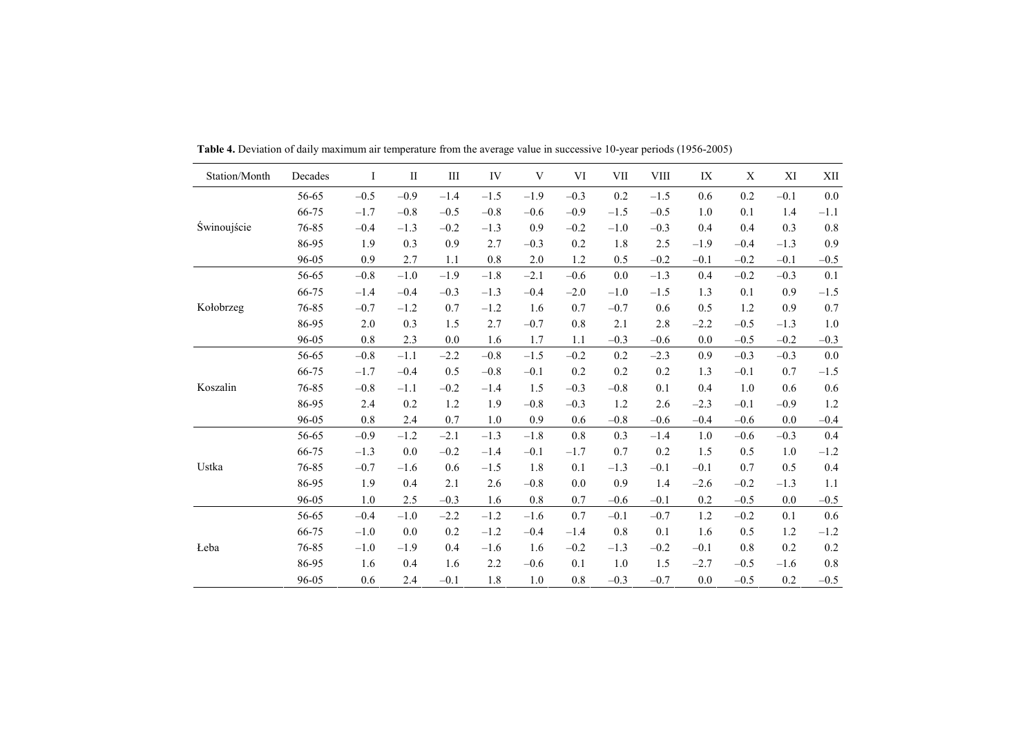**Table 4.** Deviation of daily maximum air temperature from the average value in successive 10-year periods (1956-2005)

| Station/Month | Decades | I | II | III | IV | V | VI | VII | VIII | IX | X | XI | XII |
|---|---|---|---|---|---|---|---|---|---|---|---|---|---|
| Świnoujście | 56-65 | –0.5 | –0.9 | –1.4 | –1.5 | –1.9 | –0.3 | 0.2 | –1.5 | 0.6 | 0.2 | –0.1 | 0.0 |
| | 66-75 | –1.7 | –0.8 | –0.5 | –0.8 | –0.6 | –0.9 | –1.5 | –0.5 | 1.0 | 0.1 | 1.4 | –1.1 |
| | 76-85 | –0.4 | –1.3 | –0.2 | –1.3 | 0.9 | –0.2 | –1.0 | –0.3 | 0.4 | 0.4 | 0.3 | 0.8 |
| | 86-95 | 1.9 | 0.3 | 0.9 | 2.7 | –0.3 | 0.2 | 1.8 | 2.5 | –1.9 | –0.4 | –1.3 | 0.9 |
| | 96-05 | 0.9 | 2.7 | 1.1 | 0.8 | 2.0 | 1.2 | 0.5 | –0.2 | –0.1 | –0.2 | –0.1 | –0.5 |
| Kołobrzeg | 56-65 | –0.8 | –1.0 | –1.9 | –1.8 | –2.1 | –0.6 | 0.0 | –1.3 | 0.4 | –0.2 | –0.3 | 0.1 |
| | 66-75 | –1.4 | –0.4 | –0.3 | –1.3 | –0.4 | –2.0 | –1.0 | –1.5 | 1.3 | 0.1 | 0.9 | –1.5 |
| | 76-85 | –0.7 | –1.2 | 0.7 | –1.2 | 1.6 | 0.7 | –0.7 | 0.6 | 0.5 | 1.2 | 0.9 | 0.7 |
| | 86-95 | 2.0 | 0.3 | 1.5 | 2.7 | –0.7 | 0.8 | 2.1 | 2.8 | –2.2 | –0.5 | –1.3 | 1.0 |
| | 96-05 | 0.8 | 2.3 | 0.0 | 1.6 | 1.7 | 1.1 | –0.3 | –0.6 | 0.0 | –0.5 | –0.2 | –0.3 |
| Koszalin | 56-65 | –0.8 | –1.1 | –2.2 | –0.8 | –1.5 | –0.2 | 0.2 | –2.3 | 0.9 | –0.3 | –0.3 | 0.0 |
| | 66-75 | –1.7 | –0.4 | 0.5 | –0.8 | –0.1 | 0.2 | 0.2 | 0.2 | 1.3 | –0.1 | 0.7 | –1.5 |
| | 76-85 | –0.8 | –1.1 | –0.2 | –1.4 | 1.5 | –0.3 | –0.8 | 0.1 | 0.4 | 1.0 | 0.6 | 0.6 |
| | 86-95 | 2.4 | 0.2 | 1.2 | 1.9 | –0.8 | –0.3 | 1.2 | 2.6 | –2.3 | –0.1 | –0.9 | 1.2 |
| | 96-05 | 0.8 | 2.4 | 0.7 | 1.0 | 0.9 | 0.6 | –0.8 | –0.6 | –0.4 | –0.6 | 0.0 | –0.4 |
| Ustka | 56-65 | –0.9 | –1.2 | –2.1 | –1.3 | –1.8 | 0.8 | 0.3 | –1.4 | 1.0 | –0.6 | –0.3 | 0.4 |
| | 66-75 | –1.3 | 0.0 | –0.2 | –1.4 | –0.1 | –1.7 | 0.7 | 0.2 | 1.5 | 0.5 | 1.0 | –1.2 |
| | 76-85 | –0.7 | –1.6 | 0.6 | –1.5 | 1.8 | 0.1 | –1.3 | –0.1 | –0.1 | 0.7 | 0.5 | 0.4 |
| | 86-95 | 1.9 | 0.4 | 2.1 | 2.6 | –0.8 | 0.0 | 0.9 | 1.4 | –2.6 | –0.2 | –1.3 | 1.1 |
| | 96-05 | 1.0 | 2.5 | –0.3 | 1.6 | 0.8 | 0.7 | –0.6 | –0.1 | 0.2 | –0.5 | 0.0 | –0.5 |
| Łeba | 56-65 | –0.4 | –1.0 | –2.2 | –1.2 | –1.6 | 0.7 | –0.1 | –0.7 | 1.2 | –0.2 | 0.1 | 0.6 |
| | 66-75 | –1.0 | 0.0 | 0.2 | –1.2 | –0.4 | –1.4 | 0.8 | 0.1 | 1.6 | 0.5 | 1.2 | –1.2 |
| | 76-85 | –1.0 | –1.9 | 0.4 | –1.6 | 1.6 | –0.2 | –1.3 | –0.2 | –0.1 | 0.8 | 0.2 | 0.2 |
| | 86-95 | 1.6 | 0.4 | 1.6 | 2.2 | –0.6 | 0.1 | 1.0 | 1.5 | –2.7 | –0.5 | –1.6 | 0.8 |
| | 96-05 | 0.6 | 2.4 | –0.1 | 1.8 | 1.0 | 0.8 | –0.3 | –0.7 | 0.0 | –0.5 | 0.2 | –0.5 |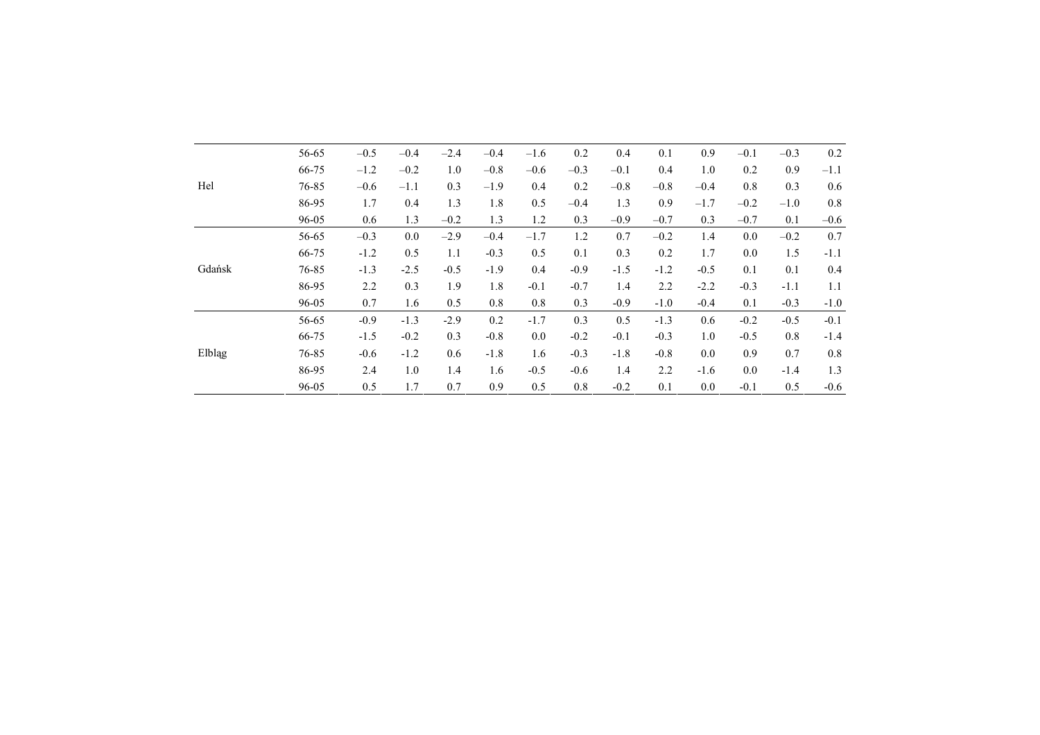| | | | | | | | | | | | | | |
|---|---|---|---|---|---|---|---|---|---|---|---|---|---|
| Hel | 56-65 | –0.5 | –0.4 | –2.4 | –0.4 | –1.6 | 0.2 | 0.4 | 0.1 | 0.9 | –0.1 | –0.3 | 0.2 |
| | 66-75 | –1.2 | –0.2 | 1.0 | –0.8 | –0.6 | –0.3 | –0.1 | 0.4 | 1.0 | 0.2 | 0.9 | –1.1 |
| | 76-85 | –0.6 | –1.1 | 0.3 | –1.9 | 0.4 | 0.2 | –0.8 | –0.8 | –0.4 | 0.8 | 0.3 | 0.6 |
| | 86-95 | 1.7 | 0.4 | 1.3 | 1.8 | 0.5 | –0.4 | 1.3 | 0.9 | –1.7 | –0.2 | –1.0 | 0.8 |
| | 96-05 | 0.6 | 1.3 | –0.2 | 1.3 | 1.2 | 0.3 | –0.9 | –0.7 | 0.3 | –0.7 | 0.1 | –0.6 |
| Gdańsk | 56-65 | –0.3 | 0.0 | –2.9 | –0.4 | –1.7 | 1.2 | 0.7 | –0.2 | 1.4 | 0.0 | –0.2 | 0.7 |
| | 66-75 | -1.2 | 0.5 | 1.1 | -0.3 | 0.5 | 0.1 | 0.3 | 0.2 | 1.7 | 0.0 | 1.5 | -1.1 |
| | 76-85 | -1.3 | -2.5 | -0.5 | -1.9 | 0.4 | -0.9 | -1.5 | -1.2 | -0.5 | 0.1 | 0.1 | 0.4 |
| | 86-95 | 2.2 | 0.3 | 1.9 | 1.8 | -0.1 | -0.7 | 1.4 | 2.2 | -2.2 | -0.3 | -1.1 | 1.1 |
| | 96-05 | 0.7 | 1.6 | 0.5 | 0.8 | 0.8 | 0.3 | -0.9 | -1.0 | -0.4 | 0.1 | -0.3 | -1.0 |
| Elbląg | 56-65 | -0.9 | -1.3 | -2.9 | 0.2 | -1.7 | 0.3 | 0.5 | -1.3 | 0.6 | -0.2 | -0.5 | -0.1 |
| | 66-75 | -1.5 | -0.2 | 0.3 | -0.8 | 0.0 | -0.2 | -0.1 | -0.3 | 1.0 | -0.5 | 0.8 | -1.4 |
| | 76-85 | -0.6 | -1.2 | 0.6 | -1.8 | 1.6 | -0.3 | -1.8 | -0.8 | 0.0 | 0.9 | 0.7 | 0.8 |
| | 86-95 | 2.4 | 1.0 | 1.4 | 1.6 | -0.5 | -0.6 | 1.4 | 2.2 | -1.6 | 0.0 | -1.4 | 1.3 |
| | 96-05 | 0.5 | 1.7 | 0.7 | 0.9 | 0.5 | 0.8 | -0.2 | 0.1 | 0.0 | -0.1 | 0.5 | -0.6 |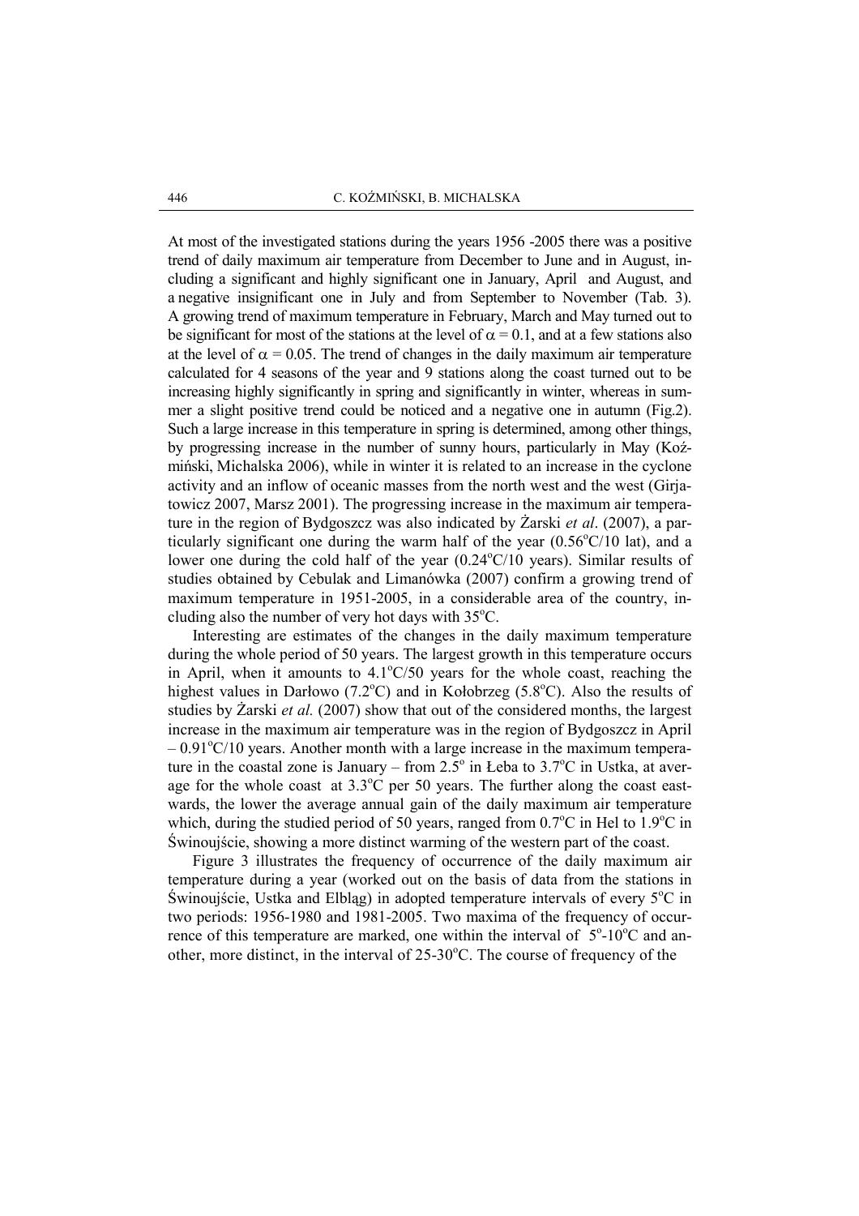At most of the investigated stations during the years 1956 -2005 there was a positive trend of daily maximum air temperature from December to June and in August, including a significant and highly significant one in January, April and August, and a negative insignificant one in July and from September to November (Tab. 3). A growing trend of maximum temperature in February, March and May turned out to be significant for most of the stations at the level of $\alpha = 0.1$, and at a few stations also at the level of $\alpha = 0.05$. The trend of changes in the daily maximum air temperature calculated for 4 seasons of the year and 9 stations along the coast turned out to be increasing highly significantly in spring and significantly in winter, whereas in summer a slight positive trend could be noticed and a negative one in autumn (Fig.2). Such a large increase in this temperature in spring is determined, among other things, by progressing increase in the number of sunny hours, particularly in May (Koźmiński, Michalska 2006), while in winter it is related to an increase in the cyclone activity and an inflow of oceanic masses from the north west and the west (Girjatowicz 2007, Marsz 2001). The progressing increase in the maximum air temperature in the region of Bydgoszcz was also indicated by Żarski *et al*. (2007), a particularly significant one during the warm half of the year (0.56°C/10 lat), and a lower one during the cold half of the year (0.24°C/10 years). Similar results of studies obtained by Cebulak and Limanówka (2007) confirm a growing trend of maximum temperature in 1951-2005, in a considerable area of the country, including also the number of very hot days with 35°C.

Interesting are estimates of the changes in the daily maximum temperature during the whole period of 50 years. The largest growth in this temperature occurs in April, when it amounts to 4.1°C/50 years for the whole coast, reaching the highest values in Darłowo (7.2°C) and in Kołobrzeg (5.8°C). Also the results of studies by Żarski *et al.* (2007) show that out of the considered months, the largest increase in the maximum air temperature was in the region of Bydgoszcz in April – 0.91°C/10 years. Another month with a large increase in the maximum temperature in the coastal zone is January – from 2.5° in Łeba to 3.7°C in Ustka, at average for the whole coast at 3.3°C per 50 years. The further along the coast eastwards, the lower the average annual gain of the daily maximum air temperature which, during the studied period of 50 years, ranged from 0.7°C in Hel to 1.9°C in Świnoujście, showing a more distinct warming of the western part of the coast.

Figure 3 illustrates the frequency of occurrence of the daily maximum air temperature during a year (worked out on the basis of data from the stations in Świnoujście, Ustka and Elbląg) in adopted temperature intervals of every 5°C in two periods: 1956-1980 and 1981-2005. Two maxima of the frequency of occurrence of this temperature are marked, one within the interval of 5°-10°C and another, more distinct, in the interval of 25-30°C. The course of frequency of the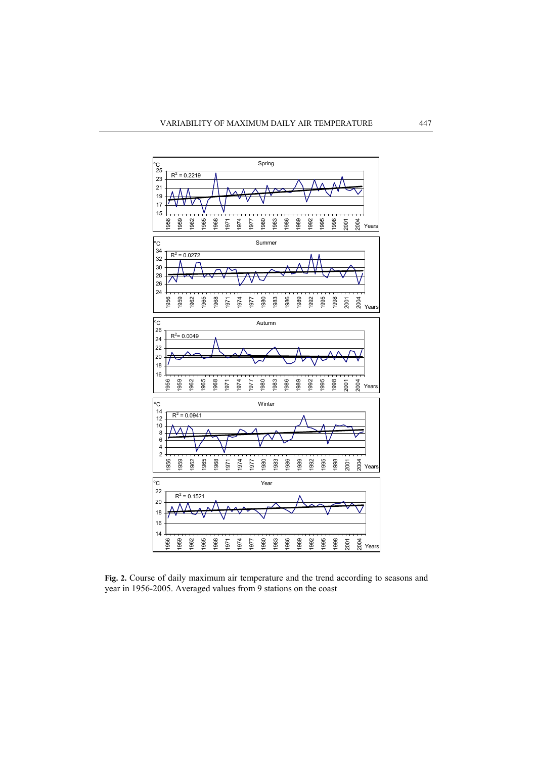**Fig. 2.** Course of daily maximum air temperature and the trend according to seasons and year in 1956-2005. Averaged values from 9 stations on the coast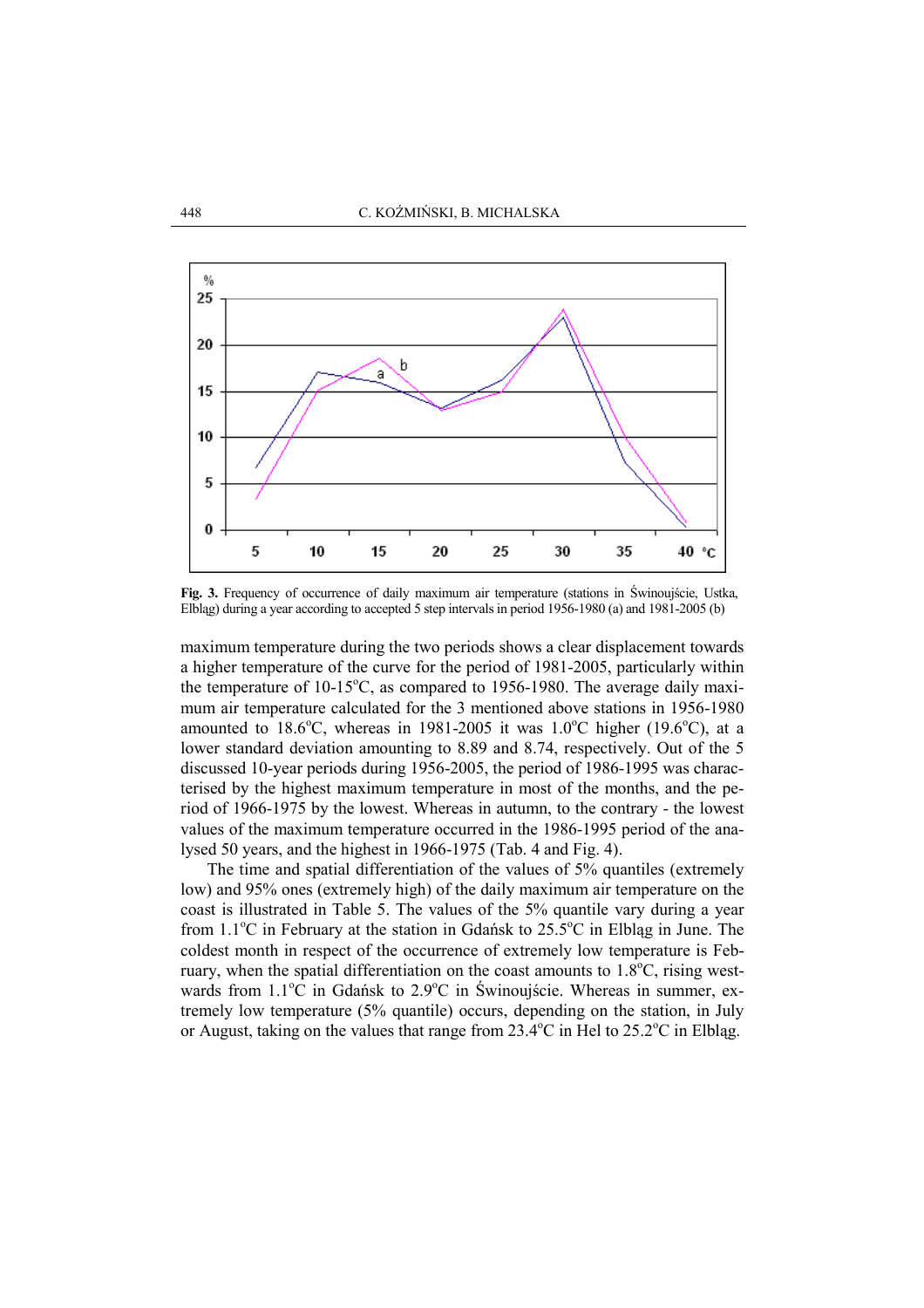Fig. 3. Frequency of occurrence of daily maximum air temperature (stations in Świnoujście, Ustka, Elbląg) during a year according to accepted 5 step intervals in period 1956-1980 (a) and 1981-2005 (b)

maximum temperature during the two periods shows a clear displacement towards a higher temperature of the curve for the period of 1981-2005, particularly within the temperature of 10-15°C, as compared to 1956-1980. The average daily maximum air temperature calculated for the 3 mentioned above stations in 1956-1980 amounted to 18.6°C, whereas in 1981-2005 it was 1.0°C higher (19.6°C), at a lower standard deviation amounting to 8.89 and 8.74, respectively. Out of the 5 discussed 10-year periods during 1956-2005, the period of 1986-1995 was characterised by the highest maximum temperature in most of the months, and the period of 1966-1975 by the lowest. Whereas in autumn, to the contrary - the lowest values of the maximum temperature occurred in the 1986-1995 period of the analysed 50 years, and the highest in 1966-1975 (Tab. 4 and Fig. 4).

The time and spatial differentiation of the values of 5% quantiles (extremely low) and 95% ones (extremely high) of the daily maximum air temperature on the coast is illustrated in Table 5. The values of the 5% quantile vary during a year from 1.1°C in February at the station in Gdańsk to 25.5°C in Elbląg in June. The coldest month in respect of the occurrence of extremely low temperature is February, when the spatial differentiation on the coast amounts to 1.8°C, rising westwards from 1.1°C in Gdańsk to 2.9°C in Świnoujście. Whereas in summer, extremely low temperature (5% quantile) occurs, depending on the station, in July or August, taking on the values that range from 23.4°C in Hel to 25.2°C in Elbląg.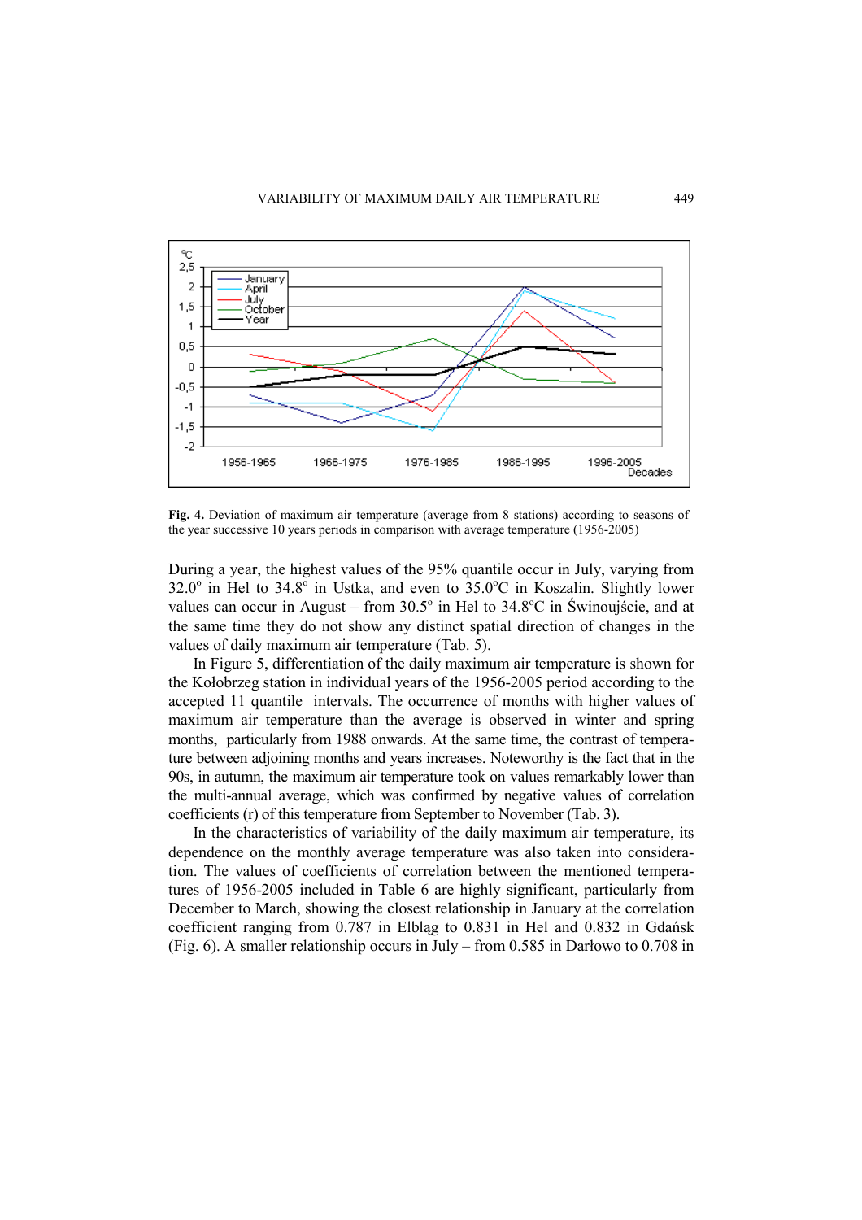**Fig. 4.** Deviation of maximum air temperature (average from 8 stations) according to seasons of the year successive 10 years periods in comparison with average temperature (1956-2005)

During a year, the highest values of the 95% quantile occur in July, varying from 32.0° in Hel to 34.8° in Ustka, and even to 35.0°C in Koszalin. Slightly lower values can occur in August – from 30.5° in Hel to 34.8°C in Świnoujście, and at the same time they do not show any distinct spatial direction of changes in the values of daily maximum air temperature (Tab. 5).

In Figure 5, differentiation of the daily maximum air temperature is shown for the Kołobrzeg station in individual years of the 1956-2005 period according to the accepted 11 quantile intervals. The occurrence of months with higher values of maximum air temperature than the average is observed in winter and spring months, particularly from 1988 onwards. At the same time, the contrast of temperature between adjoining months and years increases. Noteworthy is the fact that in the 90s, in autumn, the maximum air temperature took on values remarkably lower than the multi-annual average, which was confirmed by negative values of correlation coefficients (r) of this temperature from September to November (Tab. 3).

In the characteristics of variability of the daily maximum air temperature, its dependence on the monthly average temperature was also taken into consideration. The values of coefficients of correlation between the mentioned temperatures of 1956-2005 included in Table 6 are highly significant, particularly from December to March, showing the closest relationship in January at the correlation coefficient ranging from 0.787 in Elbląg to 0.831 in Hel and 0.832 in Gdańsk (Fig. 6). A smaller relationship occurs in July – from 0.585 in Darłowo to 0.708 in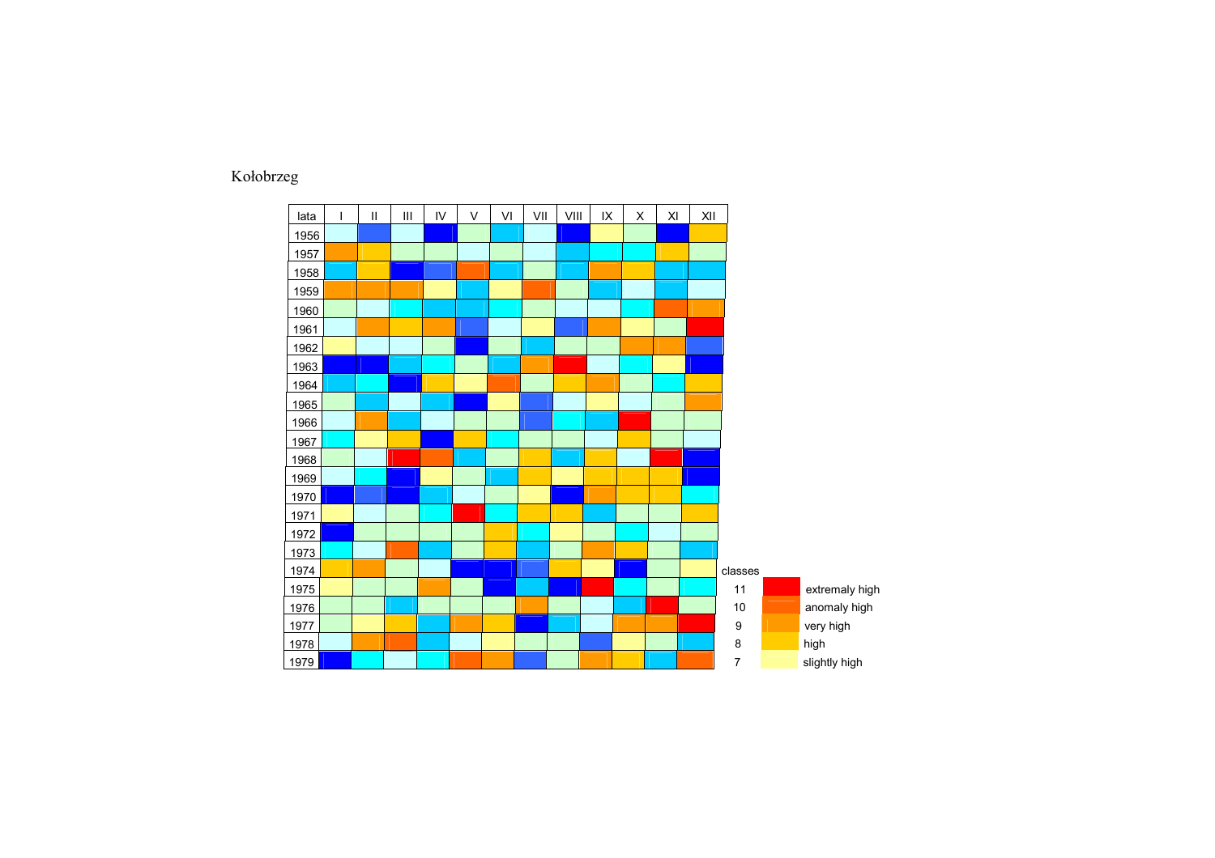Kołobrzeg

| lata | I | II | III | IV | V | VI | VII | VIII | IX | X | XI | XII |
|---|---|---|---|---|---|---|---|---|---|---|---|---|
| 1956 | | | | | | | | | | | | |
| 1957 | | | | | | | | | | | | |
| 1958 | | | | | | | | | | | | |
| 1959 | | | | | | | | | | | | |
| 1960 | | | | | | | | | | | | |
| 1961 | | | | | | | | | | | | |
| 1962 | | | | | | | | | | | | |
| 1963 | | | | | | | | | | | | |
| 1964 | | | | | | | | | | | | |
| 1965 | | | | | | | | | | | | |
| 1966 | | | | | | | | | | | | |
| 1967 | | | | | | | | | | | | |
| 1968 | | | | | | | | | | | | |
| 1969 | | | | | | | | | | | | |
| 1970 | | | | | | | | | | | | |
| 1971 | | | | | | | | | | | | |
| 1972 | | | | | | | | | | | | |
| 1973 | | | | | | | | | | | | |
| 1974 | | | | | | | | | | | | |
| 1975 | | | | | | | | | | | | |
| 1976 | | | | | | | | | | | | |
| 1977 | | | | | | | | | | | | |
| 1978 | | | | | | | | | | | | |
| 1979 | | | | | | | | | | | | |

| classes | |
|---|---|
| 11 | extremaly high |
| 10 | anomaly high |
| 9 | very high |
| 8 | high |
| 7 | slightly high |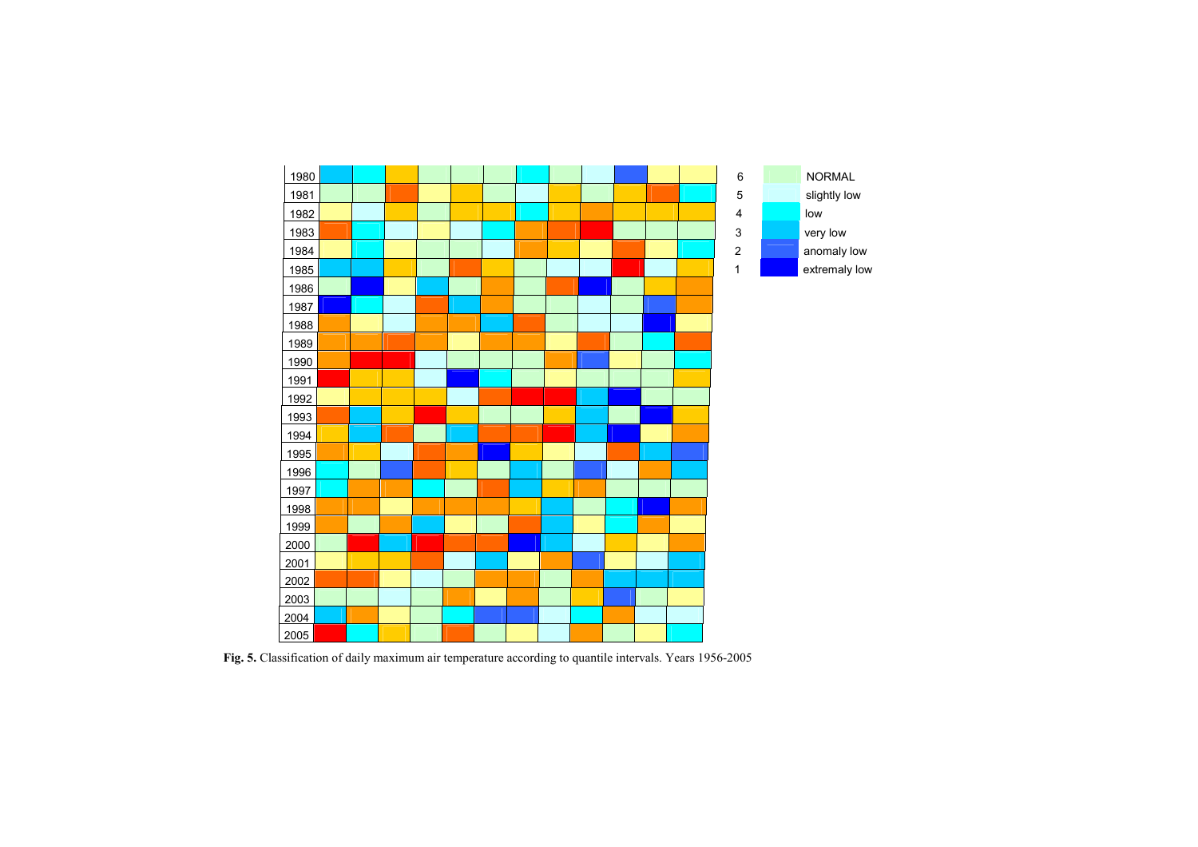**Fig. 5.** Classification of daily maximum air temperature according to quantile intervals. Years 1956-2005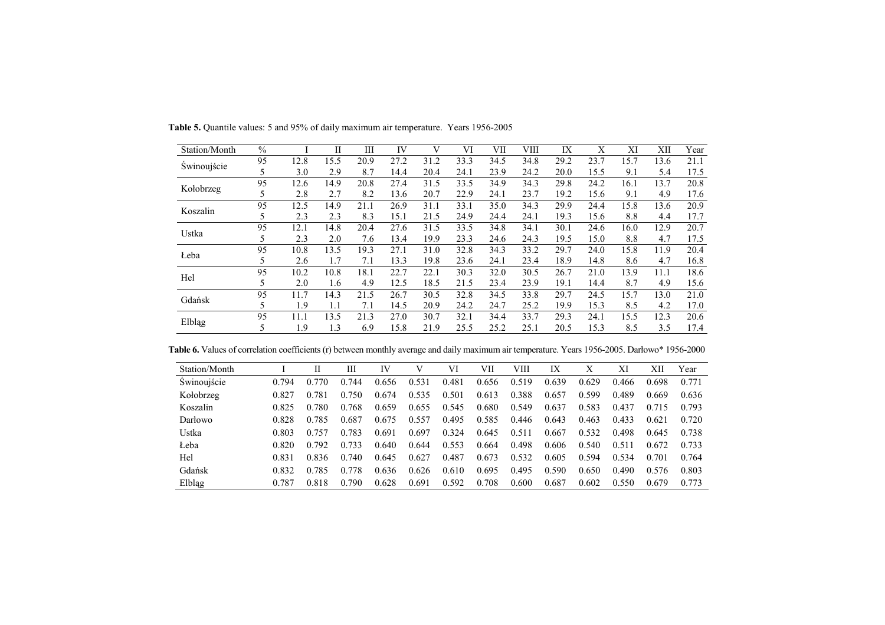**Table 5.** Quantile values: 5 and 95% of daily maximum air temperature. Years 1956-2005

| Station/Month | % | I | II | III | IV | V | VI | VII | VIII | IX | X | XI | XII | Year |
|---|---|---|---|---|---|---|---|---|---|---|---|---|---|---|
| Świnoujście | 95 | 12.8 | 15.5 | 20.9 | 27.2 | 31.2 | 33.3 | 34.5 | 34.8 | 29.2 | 23.7 | 15.7 | 13.6 | 21.1 |
| | 5 | 3.0 | 2.9 | 8.7 | 14.4 | 20.4 | 24.1 | 23.9 | 24.2 | 20.0 | 15.5 | 9.1 | 5.4 | 17.5 |
| Kołobrzeg | 95 | 12.6 | 14.9 | 20.8 | 27.4 | 31.5 | 33.5 | 34.9 | 34.3 | 29.8 | 24.2 | 16.1 | 13.7 | 20.8 |
| | 5 | 2.8 | 2.7 | 8.2 | 13.6 | 20.7 | 22.9 | 24.1 | 23.7 | 19.2 | 15.6 | 9.1 | 4.9 | 17.6 |
| Koszalin | 95 | 12.5 | 14.9 | 21.1 | 26.9 | 31.1 | 33.1 | 35.0 | 34.3 | 29.9 | 24.4 | 15.8 | 13.6 | 20.9 |
| | 5 | 2.3 | 2.3 | 8.3 | 15.1 | 21.5 | 24.9 | 24.4 | 24.1 | 19.3 | 15.6 | 8.8 | 4.4 | 17.7 |
| Ustka | 95 | 12.1 | 14.8 | 20.4 | 27.6 | 31.5 | 33.5 | 34.8 | 34.1 | 30.1 | 24.6 | 16.0 | 12.9 | 20.7 |
| | 5 | 2.3 | 2.0 | 7.6 | 13.4 | 19.9 | 23.3 | 24.6 | 24.3 | 19.5 | 15.0 | 8.8 | 4.7 | 17.5 |
| Łeba | 95 | 10.8 | 13.5 | 19.3 | 27.1 | 31.0 | 32.8 | 34.3 | 33.2 | 29.7 | 24.0 | 15.8 | 11.9 | 20.4 |
| | 5 | 2.6 | 1.7 | 7.1 | 13.3 | 19.8 | 23.6 | 24.1 | 23.4 | 18.9 | 14.8 | 8.6 | 4.7 | 16.8 |
| Hel | 95 | 10.2 | 10.8 | 18.1 | 22.7 | 22.1 | 30.3 | 32.0 | 30.5 | 26.7 | 21.0 | 13.9 | 11.1 | 18.6 |
| | 5 | 2.0 | 1.6 | 4.9 | 12.5 | 18.5 | 21.5 | 23.4 | 23.9 | 19.1 | 14.4 | 8.7 | 4.9 | 15.6 |
| Gdańsk | 95 | 11.7 | 14.3 | 21.5 | 26.7 | 30.5 | 32.8 | 34.5 | 33.8 | 29.7 | 24.5 | 15.7 | 13.0 | 21.0 |
| | 5 | 1.9 | 1.1 | 7.1 | 14.5 | 20.9 | 24.2 | 24.7 | 25.2 | 19.9 | 15.3 | 8.5 | 4.2 | 17.0 |
| Elbląg | 95 | 11.1 | 13.5 | 21.3 | 27.0 | 30.7 | 32.1 | 34.4 | 33.7 | 29.3 | 24.1 | 15.5 | 12.3 | 20.6 |
| | 5 | 1.9 | 1.3 | 6.9 | 15.8 | 21.9 | 25.5 | 25.2 | 25.1 | 20.5 | 15.3 | 8.5 | 3.5 | 17.4 |

**Table 6.** Values of correlation coefficients (r) between monthly average and daily maximum air temperature. Years 1956-2005. Darłowo* 1956-2000

| Station/Month | I | II | III | IV | V | VI | VII | VIII | IX | X | XI | XII | Year |
|---|---|---|---|---|---|---|---|---|---|---|---|---|---|
| Świnoujście | 0.794 | 0.770 | 0.744 | 0.656 | 0.531 | 0.481 | 0.656 | 0.519 | 0.639 | 0.629 | 0.466 | 0.698 | 0.771 |
| Kołobrzeg | 0.827 | 0.781 | 0.750 | 0.674 | 0.535 | 0.501 | 0.613 | 0.388 | 0.657 | 0.599 | 0.489 | 0.669 | 0.636 |
| Koszalin | 0.825 | 0.780 | 0.768 | 0.659 | 0.655 | 0.545 | 0.680 | 0.549 | 0.637 | 0.583 | 0.437 | 0.715 | 0.793 |
| Darłowo | 0.828 | 0.785 | 0.687 | 0.675 | 0.557 | 0.495 | 0.585 | 0.446 | 0.643 | 0.463 | 0.433 | 0.621 | 0.720 |
| Ustka | 0.803 | 0.757 | 0.783 | 0.691 | 0.697 | 0.324 | 0.645 | 0.511 | 0.667 | 0.532 | 0.498 | 0.645 | 0.738 |
| Łeba | 0.820 | 0.792 | 0.733 | 0.640 | 0.644 | 0.553 | 0.664 | 0.498 | 0.606 | 0.540 | 0.511 | 0.672 | 0.733 |
| Hel | 0.831 | 0.836 | 0.740 | 0.645 | 0.627 | 0.487 | 0.673 | 0.532 | 0.605 | 0.594 | 0.534 | 0.701 | 0.764 |
| Gdańsk | 0.832 | 0.785 | 0.778 | 0.636 | 0.626 | 0.610 | 0.695 | 0.495 | 0.590 | 0.650 | 0.490 | 0.576 | 0.803 |
| Elbląg | 0.787 | 0.818 | 0.790 | 0.628 | 0.691 | 0.592 | 0.708 | 0.600 | 0.687 | 0.602 | 0.550 | 0.679 | 0.773 |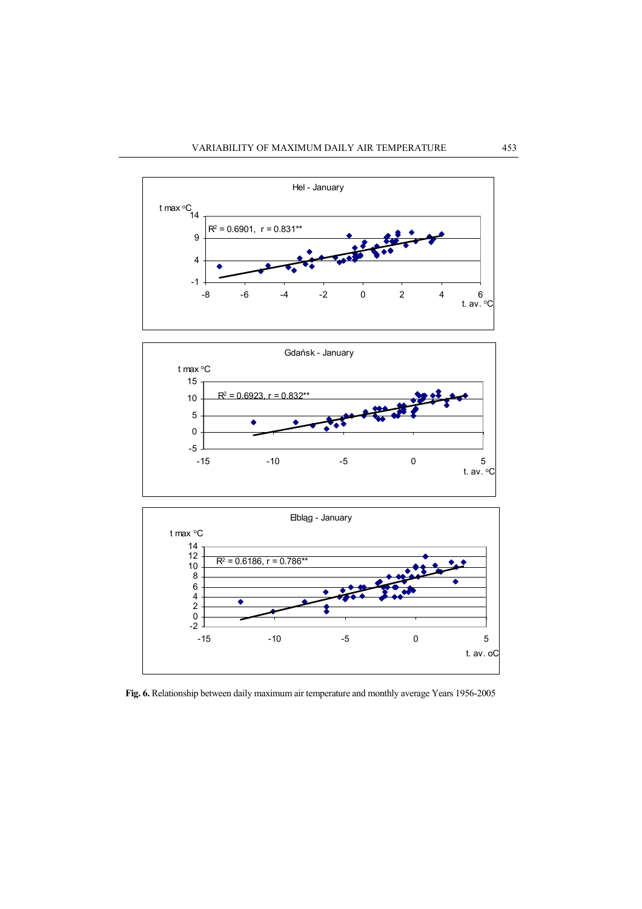Hel - January

t max °C

$R^2 = 0.6901$, $r = 0.831^{**}$

t. av. °C

Gdańsk - January

t max °C

$R^2 = 0.6923$, $r = 0.832^{**}$

t. av. °C

Elbląg - January

t max °C

$R^2 = 0.6186$, $r = 0.786^{**}$

t. av. oC

**Fig. 6.** Relationship between daily maximum air temperature and monthly average Years 1956-2005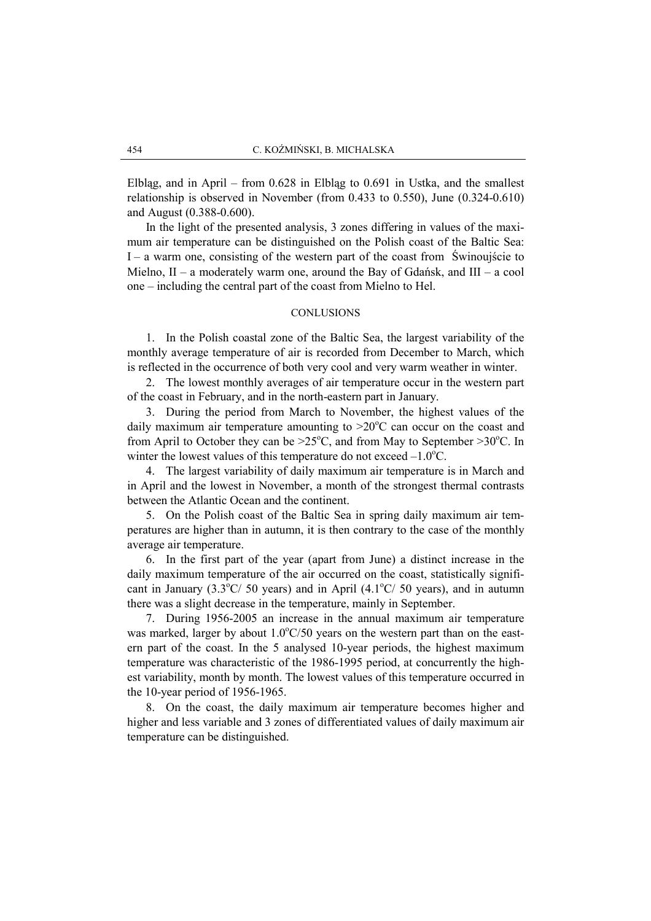Elbląg, and in April – from 0.628 in Elbląg to 0.691 in Ustka, and the smallest relationship is observed in November (from 0.433 to 0.550), June (0.324-0.610) and August (0.388-0.600).

In the light of the presented analysis, 3 zones differing in values of the maximum air temperature can be distinguished on the Polish coast of the Baltic Sea: I – a warm one, consisting of the western part of the coast from Świnoujście to Mielno, II – a moderately warm one, around the Bay of Gdańsk, and III – a cool one – including the central part of the coast from Mielno to Hel.

## CONLUSIONS

1. In the Polish coastal zone of the Baltic Sea, the largest variability of the monthly average temperature of air is recorded from December to March, which is reflected in the occurrence of both very cool and very warm weather in winter.

2. The lowest monthly averages of air temperature occur in the western part of the coast in February, and in the north-eastern part in January.

3. During the period from March to November, the highest values of the daily maximum air temperature amounting to >20°C can occur on the coast and from April to October they can be >25°C, and from May to September >30°C. In winter the lowest values of this temperature do not exceed –1.0°C.

4. The largest variability of daily maximum air temperature is in March and in April and the lowest in November, a month of the strongest thermal contrasts between the Atlantic Ocean and the continent.

5. On the Polish coast of the Baltic Sea in spring daily maximum air temperatures are higher than in autumn, it is then contrary to the case of the monthly average air temperature.

6. In the first part of the year (apart from June) a distinct increase in the daily maximum temperature of the air occurred on the coast, statistically significant in January (3.3°C/ 50 years) and in April (4.1°C/ 50 years), and in autumn there was a slight decrease in the temperature, mainly in September.

7. During 1956-2005 an increase in the annual maximum air temperature was marked, larger by about 1.0°C/50 years on the western part than on the eastern part of the coast. In the 5 analysed 10-year periods, the highest maximum temperature was characteristic of the 1986-1995 period, at concurrently the highest variability, month by month. The lowest values of this temperature occurred in the 10-year period of 1956-1965.

8. On the coast, the daily maximum air temperature becomes higher and higher and less variable and 3 zones of differentiated values of daily maximum air temperature can be distinguished.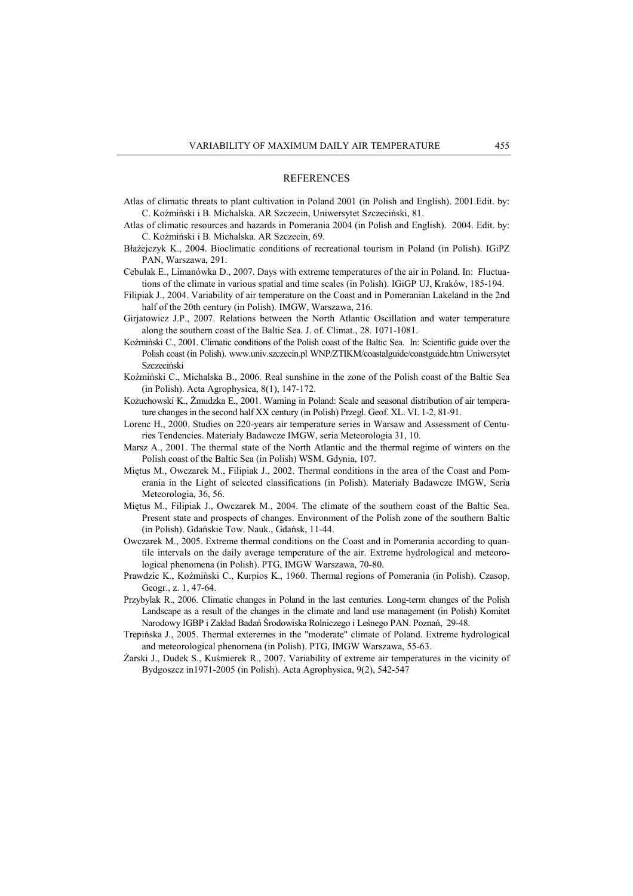## REFERENCES

Atlas of climatic threats to plant cultivation in Poland 2001 (in Polish and English). 2001.Edit. by: C. Koźmiński i B. Michalska. AR Szczecin, Uniwersytet Szczeciński, 81.

Atlas of climatic resources and hazards in Pomerania 2004 (in Polish and English). 2004. Edit. by: C. Koźmiński i B. Michalska. AR Szczecin, 69.

Błażejczyk K., 2004. Bioclimatic conditions of recreational tourism in Poland (in Polish). IGiPZ PAN, Warszawa, 291.

Cebulak E., Limanówka D., 2007. Days with extreme temperatures of the air in Poland. In: Fluctuations of the climate in various spatial and time scales (in Polish). IGiGP UJ, Kraków, 185-194.

Filipiak J., 2004. Variability of air temperature on the Coast and in Pomeranian Lakeland in the 2nd half of the 20th century (in Polish). IMGW, Warszawa, 216.

Girjatowicz J.P., 2007. Relations between the North Atlantic Oscillation and water temperature along the southern coast of the Baltic Sea. J. of. Climat., 28. 1071-1081.

Koźmiński C., 2001. Climatic conditions of the Polish coast of the Baltic Sea. In: Scientific guide over the Polish coast (in Polish). www.univ.szczecin.pl WNP/ZTIKM/coastalguide/coastguide.htm Uniwersytet Szczeciński

Koźmiński C., Michalska B., 2006. Real sunshine in the zone of the Polish coast of the Baltic Sea (in Polish). Acta Agrophysica, 8(1), 147-172.

Kożuchowski K., Żmudzka E., 2001. Warning in Poland: Scale and seasonal distribution of air temperature changes in the second half XX century (in Polish) Przegl. Geof. XL. VI. 1-2, 81-91.

Lorenc H., 2000. Studies on 220-years air temperature series in Warsaw and Assessment of Centuries Tendencies. Materiały Badawcze IMGW, seria Meteorologia 31, 10.

Marsz A., 2001. The thermal state of the North Atlantic and the thermal regime of winters on the Polish coast of the Baltic Sea (in Polish) WSM. Gdynia, 107.

Miętus M., Owczarek M., Filipiak J., 2002. Thermal conditions in the area of the Coast and Pomerania in the Light of selected classifications (in Polish). Materiały Badawcze IMGW, Seria Meteorologia, 36, 56.

Miętus M., Filipiak J., Owczarek M., 2004. The climate of the southern coast of the Baltic Sea. Present state and prospects of changes. Environment of the Polish zone of the southern Baltic (in Polish). Gdańskie Tow. Nauk., Gdańsk, 11-44.

Owczarek M., 2005. Extreme thermal conditions on the Coast and in Pomerania according to quantile intervals on the daily average temperature of the air. Extreme hydrological and meteorological phenomena (in Polish). PTG, IMGW Warszawa, 70-80.

Prawdzic K., Koźmiński C., Kurpios K., 1960. Thermal regions of Pomerania (in Polish). Czasop. Geogr., z. 1, 47-64.

Przybylak R., 2006. Climatic changes in Poland in the last centuries. Long-term changes of the Polish Landscape as a result of the changes in the climate and land use management (in Polish) Komitet Narodowy IGBP i Zakład Badań Środowiska Rolniczego i Leśnego PAN. Poznań, 29-48.

Trepińska J., 2005. Thermal exteremes in the "moderate" climate of Poland. Extreme hydrological and meteorological phenomena (in Polish). PTG, IMGW Warszawa, 55-63.

Żarski J., Dudek S., Kuśmierek R., 2007. Variability of extreme air temperatures in the vicinity of Bydgoszcz in1971-2005 (in Polish). Acta Agrophysica, 9(2), 542-547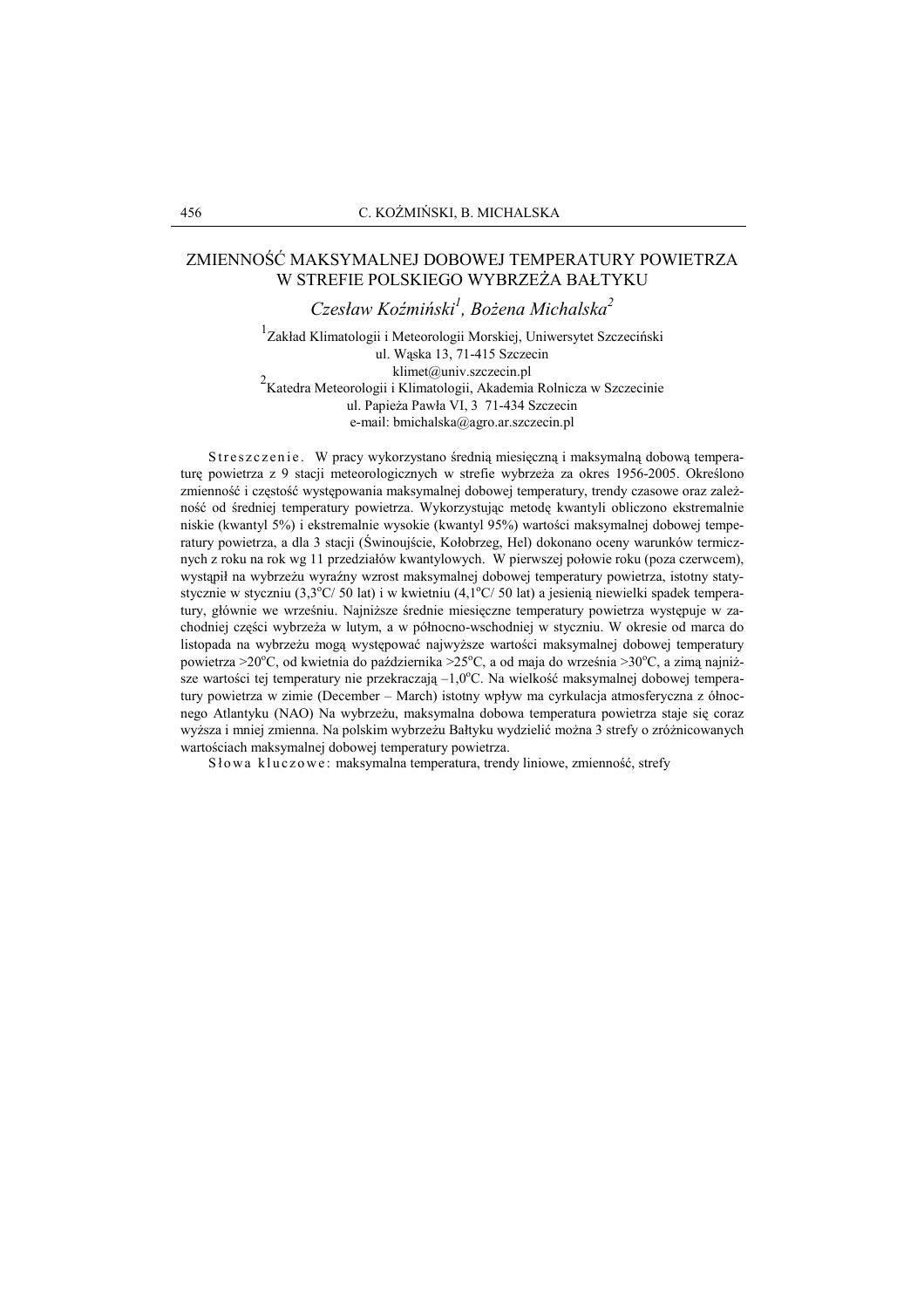# ZMIENNOŚĆ MAKSYMALNEJ DOBOWEJ TEMPERATURY POWIETRZA W STREFIE POLSKIEGO WYBRZEŻA BAŁTYKU

*Czesław Koźmiński[1], Bożena Michalska[2]*

[1]Zakład Klimatologii i Meteorologii Morskiej, Uniwersytet Szczeciński
ul. Wąska 13, 71-415 Szczecin
klimet@univ.szczecin.pl
[2]Katedra Meteorologii i Klimatologii, Akademia Rolnicza w Szczecinie
ul. Papieża Pawła VI, 3 71-434 Szczecin
e-mail: bmichalska@agro.ar.szczecin.pl

Streszczenie. W pracy wykorzystano średnią miesięczną i maksymalną dobową temperaturę powietrza z 9 stacji meteorologicznych w strefie wybrzeża za okres 1956-2005. Określono zmienność i częstość występowania maksymalnej dobowej temperatury, trendy czasowe oraz zależność od średniej temperatury powietrza. Wykorzystując metodę kwantyli obliczono ekstremalnie niskie (kwantyl 5%) i ekstremalnie wysokie (kwantyl 95%) wartości maksymalnej dobowej temperatury powietrza, a dla 3 stacji (Świnoujście, Kołobrzeg, Hel) dokonano oceny warunków termicznych z roku na rok wg 11 przedziałów kwantylowych. W pierwszej połowie roku (poza czerwcem), wystąpił na wybrzeżu wyraźny wzrost maksymalnej dobowej temperatury powietrza, istotny statystycznie w styczniu (3,3°C/ 50 lat) i w kwietniu (4,1°C/ 50 lat) a jesienią niewielki spadek temperatury, głównie we wrześniu. Najniższe średnie miesięczne temperatury powietrza występuje w zachodniej części wybrzeża w lutym, a w północno-wschodniej w styczniu. W okresie od marca do listopada na wybrzeżu mogą występować najwyższe wartości maksymalnej dobowej temperatury powietrza >20°C, od kwietnia do października >25°C, a od maja do września >30°C, a zimą najniższe wartości tej temperatury nie przekraczają –1,0°C. Na wielkość maksymalnej dobowej temperatury powietrza w zimie (December – March) istotny wpływ ma cyrkulacja atmosferyczna z ółnocnego Atlantyku (NAO) Na wybrzeżu, maksymalna dobowa temperatura powietrza staje się coraz wyższa i mniej zmienna. Na polskim wybrzeżu Bałtyku wydzielić można 3 strefy o zróżnicowanych wartościach maksymalnej dobowej temperatury powietrza.

Słowa kluczowe: maksymalna temperatura, trendy liniowe, zmienność, strefy